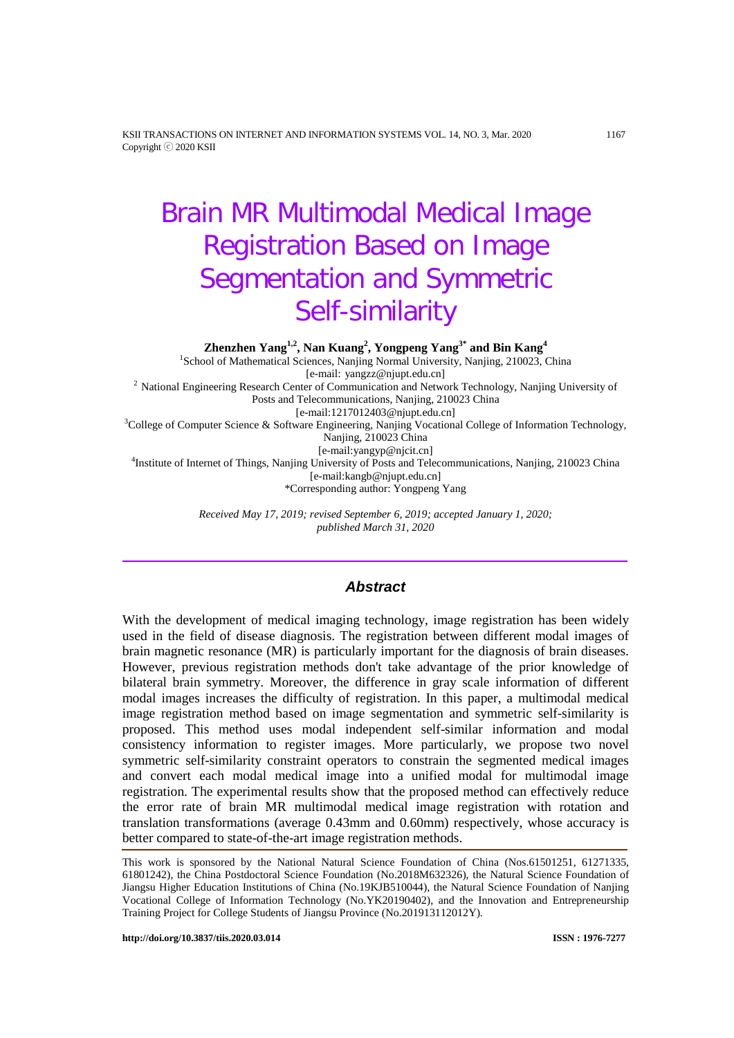# Brain MR Multimodal Medical Image Registration Based on Image Segmentation and Symmetric Self-similarity

**Zhenzhen Yang[1,2], Nan Kuang[2], Yongpeng Yang[3*] and Bin Kang[4]**

[1]School of Mathematical Sciences, Nanjing Normal University, Nanjing, 210023, China
[e-mail: yangzz@njupt.edu.cn]

[2] National Engineering Research Center of Communication and Network Technology, Nanjing University of Posts and Telecommunications, Nanjing, 210023 China
[e-mail:1217012403@njupt.edu.cn]

[3]College of Computer Science & Software Engineering, Nanjing Vocational College of Information Technology, Nanjing, 210023 China
[e-mail:yangyp@njcit.cn]

[4]Institute of Internet of Things, Nanjing University of Posts and Telecommunications, Nanjing, 210023 China
[e-mail:kangb@njupt.edu.cn]

*Corresponding author: Yongpeng Yang

*Received May 17, 2019; revised September 6, 2019; accepted January 1, 2020; published March 31, 2020*

## Abstract

With the development of medical imaging technology, image registration has been widely used in the field of disease diagnosis. The registration between different modal images of brain magnetic resonance (MR) is particularly important for the diagnosis of brain diseases. However, previous registration methods don't take advantage of the prior knowledge of bilateral brain symmetry. Moreover, the difference in gray scale information of different modal images increases the difficulty of registration. In this paper, a multimodal medical image registration method based on image segmentation and symmetric self-similarity is proposed. This method uses modal independent self-similar information and modal consistency information to register images. More particularly, we propose two novel symmetric self-similarity constraint operators to constrain the segmented medical images and convert each modal medical image into a unified modal for multimodal image registration. The experimental results show that the proposed method can effectively reduce the error rate of brain MR multimodal medical image registration with rotation and translation transformations (average 0.43mm and 0.60mm) respectively, whose accuracy is better compared to state-of-the-art image registration methods.

This work is sponsored by the National Natural Science Foundation of China (Nos.61501251, 61271335, 61801242), the China Postdoctoral Science Foundation (No.2018M632326), the Natural Science Foundation of Jiangsu Higher Education Institutions of China (No.19KJB510044), the Natural Science Foundation of Nanjing Vocational College of Information Technology (No.YK20190402), and the Innovation and Entrepreneurship Training Project for College Students of Jiangsu Province (No.201913112012Y).

http://doi.org/10.3837/tiis.2020.03.014 ISSN : 1976-7277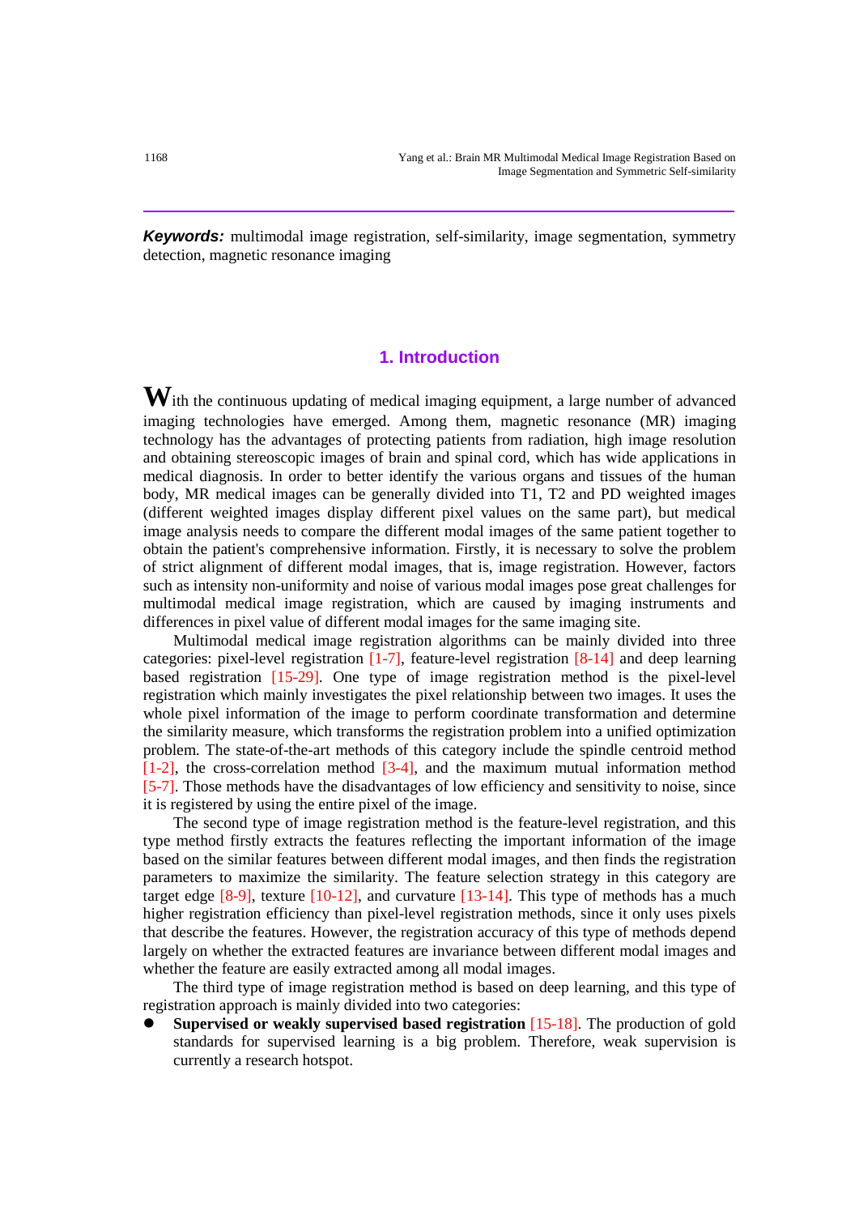***Keywords:*** multimodal image registration, self-similarity, image segmentation, symmetry detection, magnetic resonance imaging

## 1. Introduction

With the continuous updating of medical imaging equipment, a large number of advanced imaging technologies have emerged. Among them, magnetic resonance (MR) imaging technology has the advantages of protecting patients from radiation, high image resolution and obtaining stereoscopic images of brain and spinal cord, which has wide applications in medical diagnosis. In order to better identify the various organs and tissues of the human body, MR medical images can be generally divided into T1, T2 and PD weighted images (different weighted images display different pixel values on the same part), but medical image analysis needs to compare the different modal images of the same patient together to obtain the patient's comprehensive information. Firstly, it is necessary to solve the problem of strict alignment of different modal images, that is, image registration. However, factors such as intensity non-uniformity and noise of various modal images pose great challenges for multimodal medical image registration, which are caused by imaging instruments and differences in pixel value of different modal images for the same imaging site.

Multimodal medical image registration algorithms can be mainly divided into three categories: pixel-level registration [1-7], feature-level registration [8-14] and deep learning based registration [15-29]. One type of image registration method is the pixel-level registration which mainly investigates the pixel relationship between two images. It uses the whole pixel information of the image to perform coordinate transformation and determine the similarity measure, which transforms the registration problem into a unified optimization problem. The state-of-the-art methods of this category include the spindle centroid method [1-2], the cross-correlation method [3-4], and the maximum mutual information method [5-7]. Those methods have the disadvantages of low efficiency and sensitivity to noise, since it is registered by using the entire pixel of the image.

The second type of image registration method is the feature-level registration, and this type method firstly extracts the features reflecting the important information of the image based on the similar features between different modal images, and then finds the registration parameters to maximize the similarity. The feature selection strategy in this category are target edge [8-9], texture [10-12], and curvature [13-14]. This type of methods has a much higher registration efficiency than pixel-level registration methods, since it only uses pixels that describe the features. However, the registration accuracy of this type of methods depend largely on whether the extracted features are invariance between different modal images and whether the feature are easily extracted among all modal images.

The third type of image registration method is based on deep learning, and this type of registration approach is mainly divided into two categories:

- **Supervised or weakly supervised based registration** [15-18]. The production of gold standards for supervised learning is a big problem. Therefore, weak supervision is currently a research hotspot.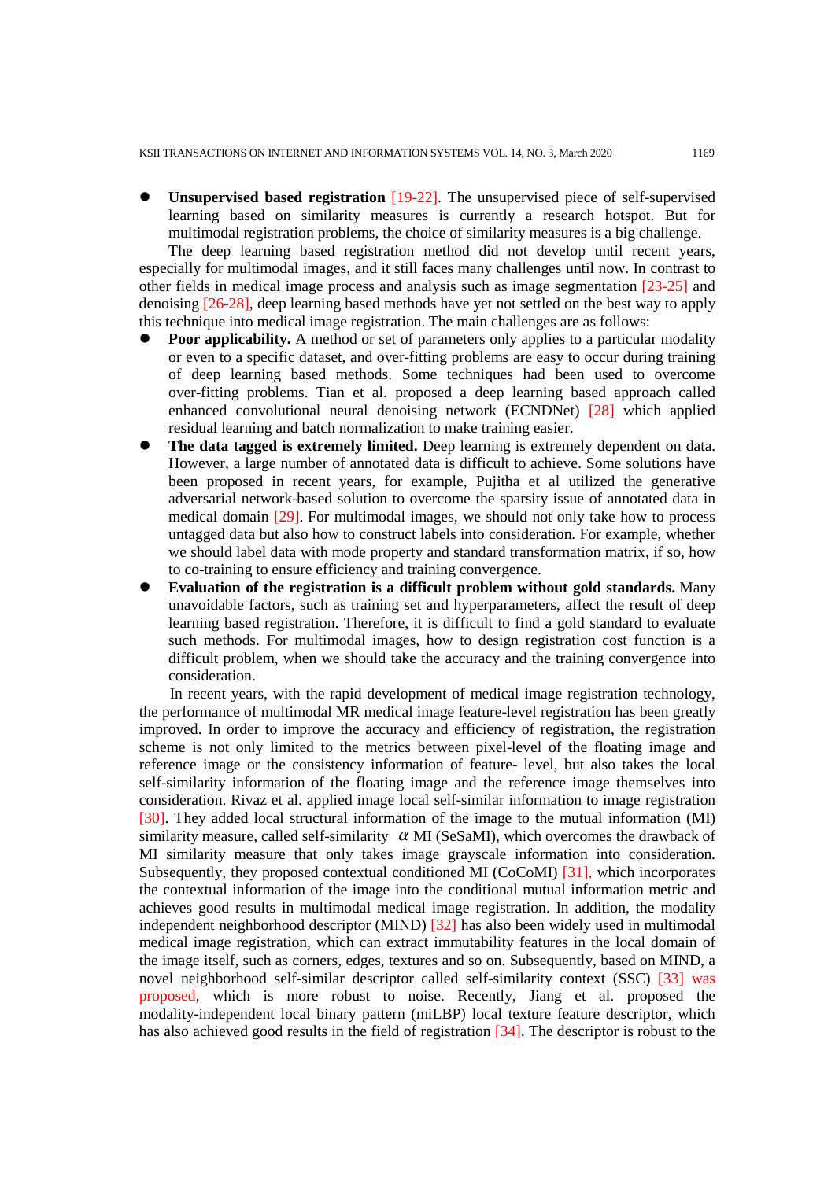- **Unsupervised based registration** [19-22]. The unsupervised piece of self-supervised learning based on similarity measures is currently a research hotspot. But for multimodal registration problems, the choice of similarity measures is a big challenge.

The deep learning based registration method did not develop until recent years, especially for multimodal images, and it still faces many challenges until now. In contrast to other fields in medical image process and analysis such as image segmentation [23-25] and denoising [26-28], deep learning based methods have yet not settled on the best way to apply this technique into medical image registration. The main challenges are as follows:

- **Poor applicability.** A method or set of parameters only applies to a particular modality or even to a specific dataset, and over-fitting problems are easy to occur during training of deep learning based methods. Some techniques had been used to overcome over-fitting problems. Tian et al. proposed a deep learning based approach called enhanced convolutional neural denoising network (ECNDNet) [28] which applied residual learning and batch normalization to make training easier.
- **The data tagged is extremely limited.** Deep learning is extremely dependent on data. However, a large number of annotated data is difficult to achieve. Some solutions have been proposed in recent years, for example, Pujitha et al utilized the generative adversarial network-based solution to overcome the sparsity issue of annotated data in medical domain [29]. For multimodal images, we should not only take how to process untagged data but also how to construct labels into consideration. For example, whether we should label data with mode property and standard transformation matrix, if so, how to co-training to ensure efficiency and training convergence.
- **Evaluation of the registration is a difficult problem without gold standards.** Many unavoidable factors, such as training set and hyperparameters, affect the result of deep learning based registration. Therefore, it is difficult to find a gold standard to evaluate such methods. For multimodal images, how to design registration cost function is a difficult problem, when we should take the accuracy and the training convergence into consideration.

In recent years, with the rapid development of medical image registration technology, the performance of multimodal MR medical image feature-level registration has been greatly improved. In order to improve the accuracy and efficiency of registration, the registration scheme is not only limited to the metrics between pixel-level of the floating image and reference image or the consistency information of feature- level, but also takes the local self-similarity information of the floating image and the reference image themselves into consideration. Rivaz et al. applied image local self-similar information to image registration [30]. They added local structural information of the image to the mutual information (MI) similarity measure, called self-similarity $\alpha$ MI (SeSaMI), which overcomes the drawback of MI similarity measure that only takes image grayscale information into consideration. Subsequently, they proposed contextual conditioned MI (CoCoMI) [31], which incorporates the contextual information of the image into the conditional mutual information metric and achieves good results in multimodal medical image registration. In addition, the modality independent neighborhood descriptor (MIND) [32] has also been widely used in multimodal medical image registration, which can extract immutability features in the local domain of the image itself, such as corners, edges, textures and so on. Subsequently, based on MIND, a novel neighborhood self-similar descriptor called self-similarity context (SSC) [33] was proposed, which is more robust to noise. Recently, Jiang et al. proposed the modality-independent local binary pattern (miLBP) local texture feature descriptor, which has also achieved good results in the field of registration [34]. The descriptor is robust to the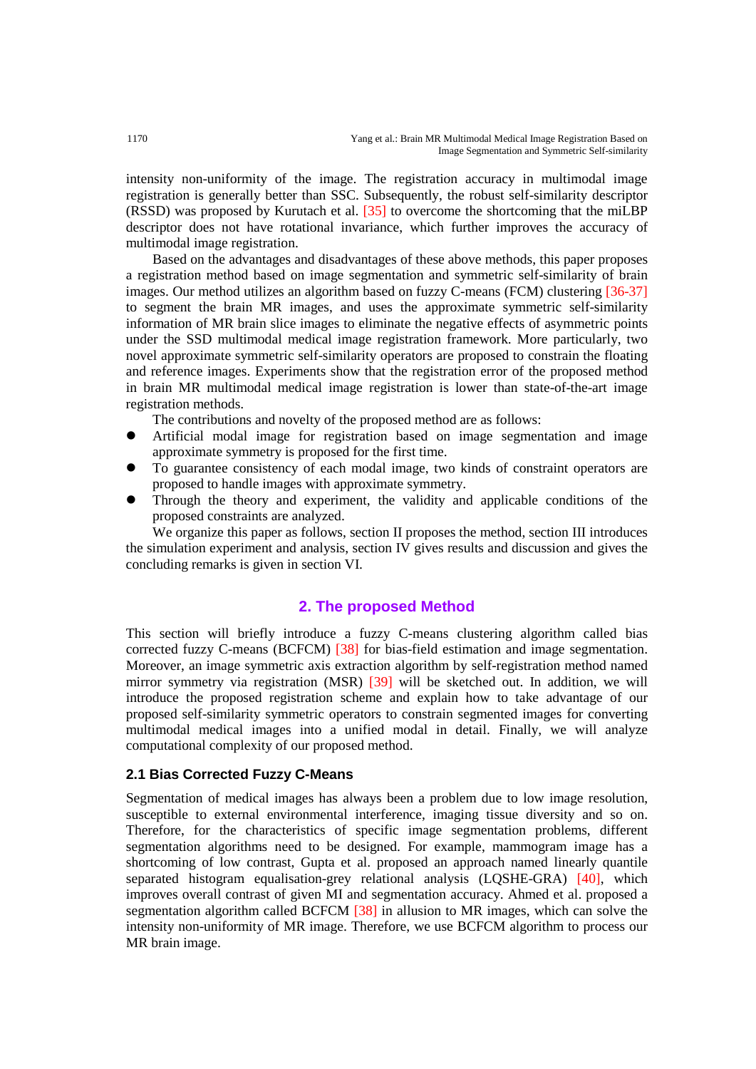intensity non-uniformity of the image. The registration accuracy in multimodal image registration is generally better than SSC. Subsequently, the robust self-similarity descriptor (RSSD) was proposed by Kurutach et al. [35] to overcome the shortcoming that the miLBP descriptor does not have rotational invariance, which further improves the accuracy of multimodal image registration.

Based on the advantages and disadvantages of these above methods, this paper proposes a registration method based on image segmentation and symmetric self-similarity of brain images. Our method utilizes an algorithm based on fuzzy C-means (FCM) clustering [36-37] to segment the brain MR images, and uses the approximate symmetric self-similarity information of MR brain slice images to eliminate the negative effects of asymmetric points under the SSD multimodal medical image registration framework. More particularly, two novel approximate symmetric self-similarity operators are proposed to constrain the floating and reference images. Experiments show that the registration error of the proposed method in brain MR multimodal medical image registration is lower than state-of-the-art image registration methods.

The contributions and novelty of the proposed method are as follows:

- Artificial modal image for registration based on image segmentation and image approximate symmetry is proposed for the first time.
- To guarantee consistency of each modal image, two kinds of constraint operators are proposed to handle images with approximate symmetry.
- Through the theory and experiment, the validity and applicable conditions of the proposed constraints are analyzed.

We organize this paper as follows, section II proposes the method, section III introduces the simulation experiment and analysis, section IV gives results and discussion and gives the concluding remarks is given in section VI.

## 2. The proposed Method

This section will briefly introduce a fuzzy C-means clustering algorithm called bias corrected fuzzy C-means (BCFCM) [38] for bias-field estimation and image segmentation. Moreover, an image symmetric axis extraction algorithm by self-registration method named mirror symmetry via registration (MSR) [39] will be sketched out. In addition, we will introduce the proposed registration scheme and explain how to take advantage of our proposed self-similarity symmetric operators to constrain segmented images for converting multimodal medical images into a unified modal in detail. Finally, we will analyze computational complexity of our proposed method.

### 2.1 Bias Corrected Fuzzy C-Means

Segmentation of medical images has always been a problem due to low image resolution, susceptible to external environmental interference, imaging tissue diversity and so on. Therefore, for the characteristics of specific image segmentation problems, different segmentation algorithms need to be designed. For example, mammogram image has a shortcoming of low contrast, Gupta et al. proposed an approach named linearly quantile separated histogram equalisation-grey relational analysis (LQSHE-GRA) [40], which improves overall contrast of given MI and segmentation accuracy. Ahmed et al. proposed a segmentation algorithm called BCFCM [38] in allusion to MR images, which can solve the intensity non-uniformity of MR image. Therefore, we use BCFCM algorithm to process our MR brain image.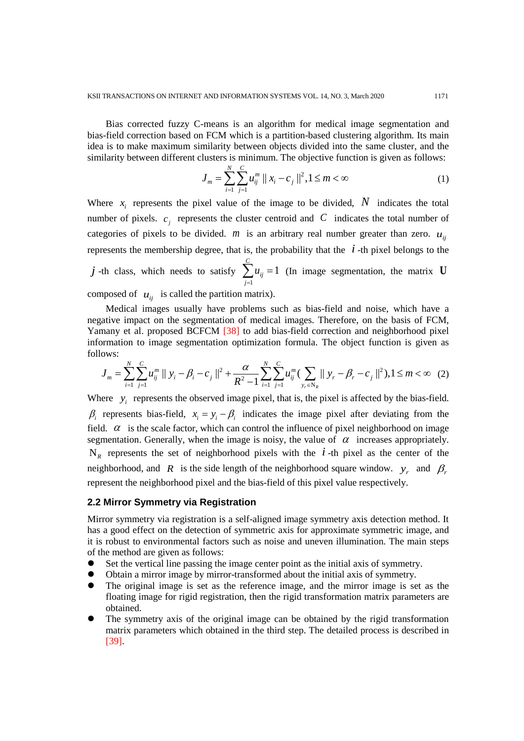Bias corrected fuzzy C-means is an algorithm for medical image segmentation and bias-field correction based on FCM which is a partition-based clustering algorithm. Its main idea is to make maximum similarity between objects divided into the same cluster, and the similarity between different clusters is minimum. The objective function is given as follows:

$$J_m = \sum_{i=1}^{N} \sum_{j=1}^{C} u_{ij}^m \| x_i - c_j \|^2, 1 \le m < \infty \tag{1}$$

Where $x_i$ represents the pixel value of the image to be divided, $N$ indicates the total number of pixels. $c_j$ represents the cluster centroid and $C$ indicates the total number of categories of pixels to be divided. $m$ is an arbitrary real number greater than zero. $u_{ij}$ represents the membership degree, that is, the probability that the $i$-th pixel belongs to the $j$-th class, which needs to satisfy $\sum_{j=1}^{C} u_{ij} = 1$ (In image segmentation, the matrix $\mathbf{U}$ composed of $u_{ij}$ is called the partition matrix).

Medical images usually have problems such as bias-field and noise, which have a negative impact on the segmentation of medical images. Therefore, on the basis of FCM, Yamany et al. proposed BCFCM [38] to add bias-field correction and neighborhood pixel information to image segmentation optimization formula. The object function is given as follows:

$$J_m = \sum_{i=1}^{N} \sum_{j=1}^{C} u_{ij}^m \| y_i - \beta_i - c_j \|^2 + \frac{\alpha}{R^2 - 1} \sum_{i=1}^{N} \sum_{j=1}^{C} u_{ij}^m \left( \sum_{y_r \in \mathrm{N}_R} \| y_r - \beta_r - c_j \|^2 \right), 1 \le m < \infty \tag{2}$$

Where $y_i$ represents the observed image pixel, that is, the pixel is affected by the bias-field. $\beta_i$ represents bias-field, $x_i = y_i - \beta_i$ indicates the image pixel after deviating from the field. $\alpha$ is the scale factor, which can control the influence of pixel neighborhood on image segmentation. Generally, when the image is noisy, the value of $\alpha$ increases appropriately. $\mathrm{N}_R$ represents the set of neighborhood pixels with the $i$-th pixel as the center of the neighborhood, and $R$ is the side length of the neighborhood square window. $y_r$ and $\beta_r$ represent the neighborhood pixel and the bias-field of this pixel value respectively.

### 2.2 Mirror Symmetry via Registration

Mirror symmetry via registration is a self-aligned image symmetry axis detection method. It has a good effect on the detection of symmetric axis for approximate symmetric image, and it is robust to environmental factors such as noise and uneven illumination. The main steps of the method are given as follows:

- Set the vertical line passing the image center point as the initial axis of symmetry.
- Obtain a mirror image by mirror-transformed about the initial axis of symmetry.
- The original image is set as the reference image, and the mirror image is set as the floating image for rigid registration, then the rigid transformation matrix parameters are obtained.
- The symmetry axis of the original image can be obtained by the rigid transformation matrix parameters which obtained in the third step. The detailed process is described in [39].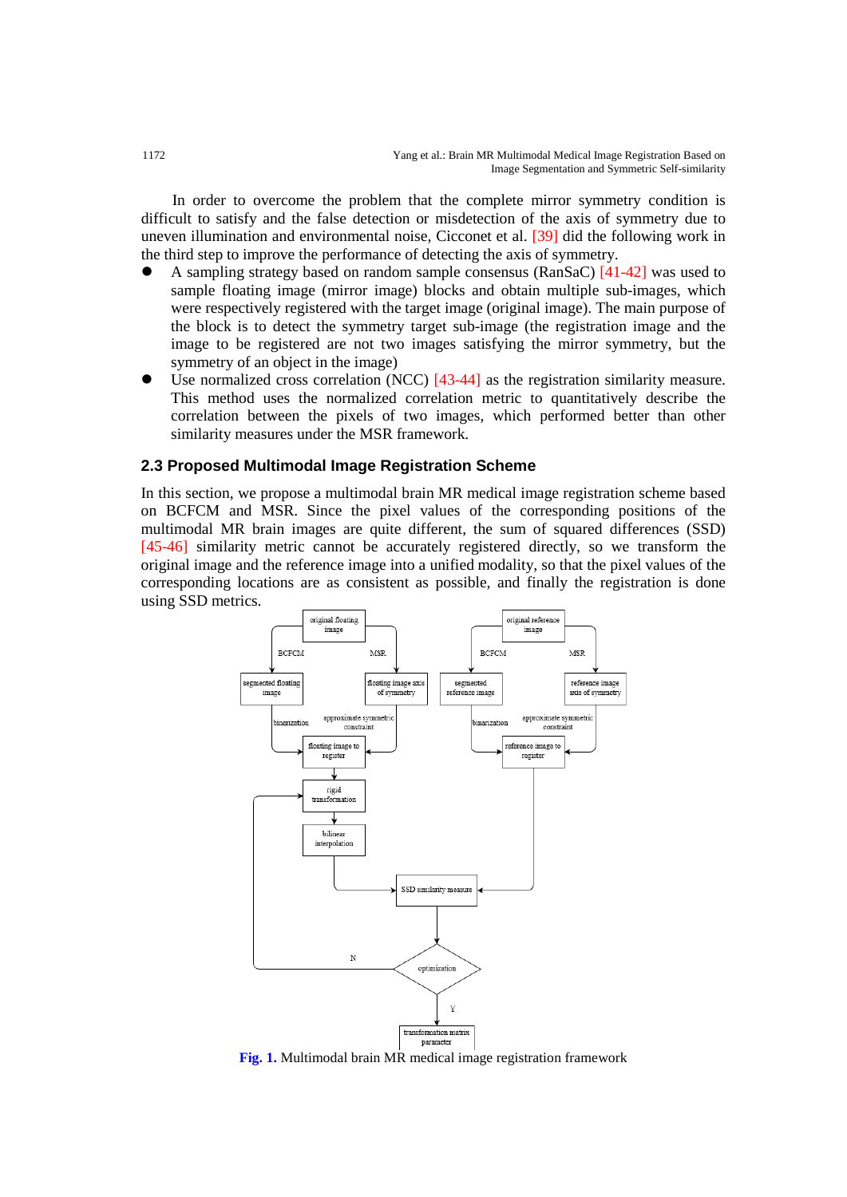In order to overcome the problem that the complete mirror symmetry condition is difficult to satisfy and the false detection or misdetection of the axis of symmetry due to uneven illumination and environmental noise, Cicconet et al. [39] did the following work in the third step to improve the performance of detecting the axis of symmetry.

- A sampling strategy based on random sample consensus (RanSaC) [41-42] was used to sample floating image (mirror image) blocks and obtain multiple sub-images, which were respectively registered with the target image (original image). The main purpose of the block is to detect the symmetry target sub-image (the registration image and the image to be registered are not two images satisfying the mirror symmetry, but the symmetry of an object in the image)
- Use normalized cross correlation (NCC) [43-44] as the registration similarity measure. This method uses the normalized correlation metric to quantitatively describe the correlation between the pixels of two images, which performed better than other similarity measures under the MSR framework.

### 2.3 Proposed Multimodal Image Registration Scheme

In this section, we propose a multimodal brain MR medical image registration scheme based on BCFCM and MSR. Since the pixel values of the corresponding positions of the multimodal MR brain images are quite different, the sum of squared differences (SSD) [45-46] similarity metric cannot be accurately registered directly, so we transform the original image and the reference image into a unified modality, so that the pixel values of the corresponding locations are as consistent as possible, and finally the registration is done using SSD metrics.

**Fig. 1.** Multimodal brain MR medical image registration framework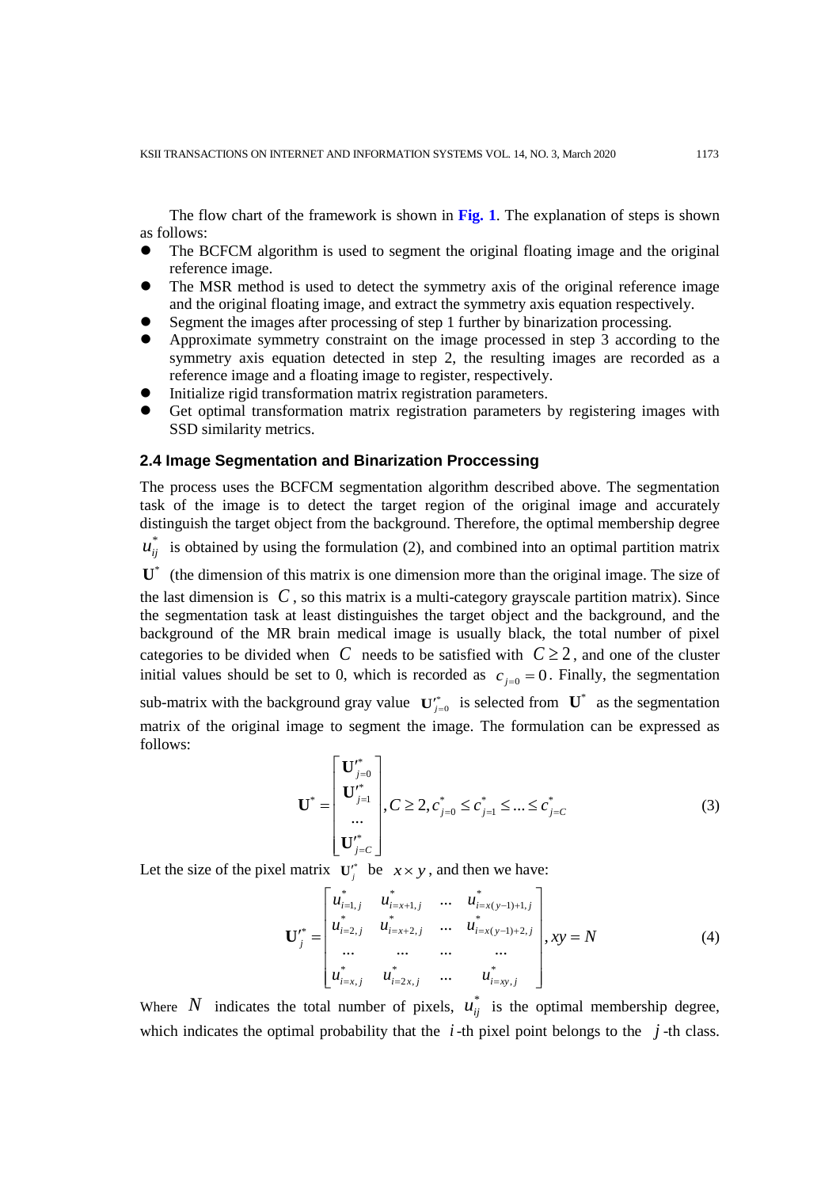The flow chart of the framework is shown in **Fig. 1**. The explanation of steps is shown as follows:

- The BCFCM algorithm is used to segment the original floating image and the original reference image.
- The MSR method is used to detect the symmetry axis of the original reference image and the original floating image, and extract the symmetry axis equation respectively.
- Segment the images after processing of step 1 further by binarization processing.
- Approximate symmetry constraint on the image processed in step 3 according to the symmetry axis equation detected in step 2, the resulting images are recorded as a reference image and a floating image to register, respectively.
- Initialize rigid transformation matrix registration parameters.
- Get optimal transformation matrix registration parameters by registering images with SSD similarity metrics.

### 2.4 Image Segmentation and Binarization Proccessing

The process uses the BCFCM segmentation algorithm described above. The segmentation task of the image is to detect the target region of the original image and accurately distinguish the target object from the background. Therefore, the optimal membership degree $u_{ij}^{*}$ is obtained by using the formulation (2), and combined into an optimal partition matrix $\mathbf{U}^{*}$ (the dimension of this matrix is one dimension more than the original image. The size of the last dimension is $C$, so this matrix is a multi-category grayscale partition matrix). Since the segmentation task at least distinguishes the target object and the background, and the background of the MR brain medical image is usually black, the total number of pixel categories to be divided when $C$ needs to be satisfied with $C \geq 2$, and one of the cluster initial values should be set to 0, which is recorded as $c_{j=0} = 0$. Finally, the segmentation sub-matrix with the background gray value $\mathbf{U}_{j=0}^{\prime *}$ is selected from $\mathbf{U}^{*}$ as the segmentation matrix of the original image to segment the image. The formulation can be expressed as follows:

$$\mathbf{U}^{*} = \begin{bmatrix} \mathbf{U}_{j=0}^{\prime *} \\ \mathbf{U}_{j=1}^{\prime *} \\ \dots \\ \mathbf{U}_{j=C}^{\prime *} \end{bmatrix}, C \geq 2, c_{j=0}^{*} \leq c_{j=1}^{*} \leq \dots \leq c_{j=C}^{*} \tag{3}$$

Let the size of the pixel matrix $\mathbf{U}_{j}^{\prime *}$ be $x \times y$, and then we have:

$$\mathbf{U}_{j}^{\prime *} = \begin{bmatrix} u_{i=1,j}^{*} & u_{i=x+1,j}^{*} & \dots & u_{i=x(y-1)+1,j}^{*} \\ u_{i=2,j}^{*} & u_{i=x+2,j}^{*} & \dots & u_{i=x(y-1)+2,j}^{*} \\ \dots & \dots & \dots & \dots \\ u_{i=x,j}^{*} & u_{i=2x,j}^{*} & \dots & u_{i=xy,j}^{*} \end{bmatrix}, xy = N \tag{4}$$

Where $N$ indicates the total number of pixels, $u_{ij}^{*}$ is the optimal membership degree, which indicates the optimal probability that the $i$-th pixel point belongs to the $j$-th class.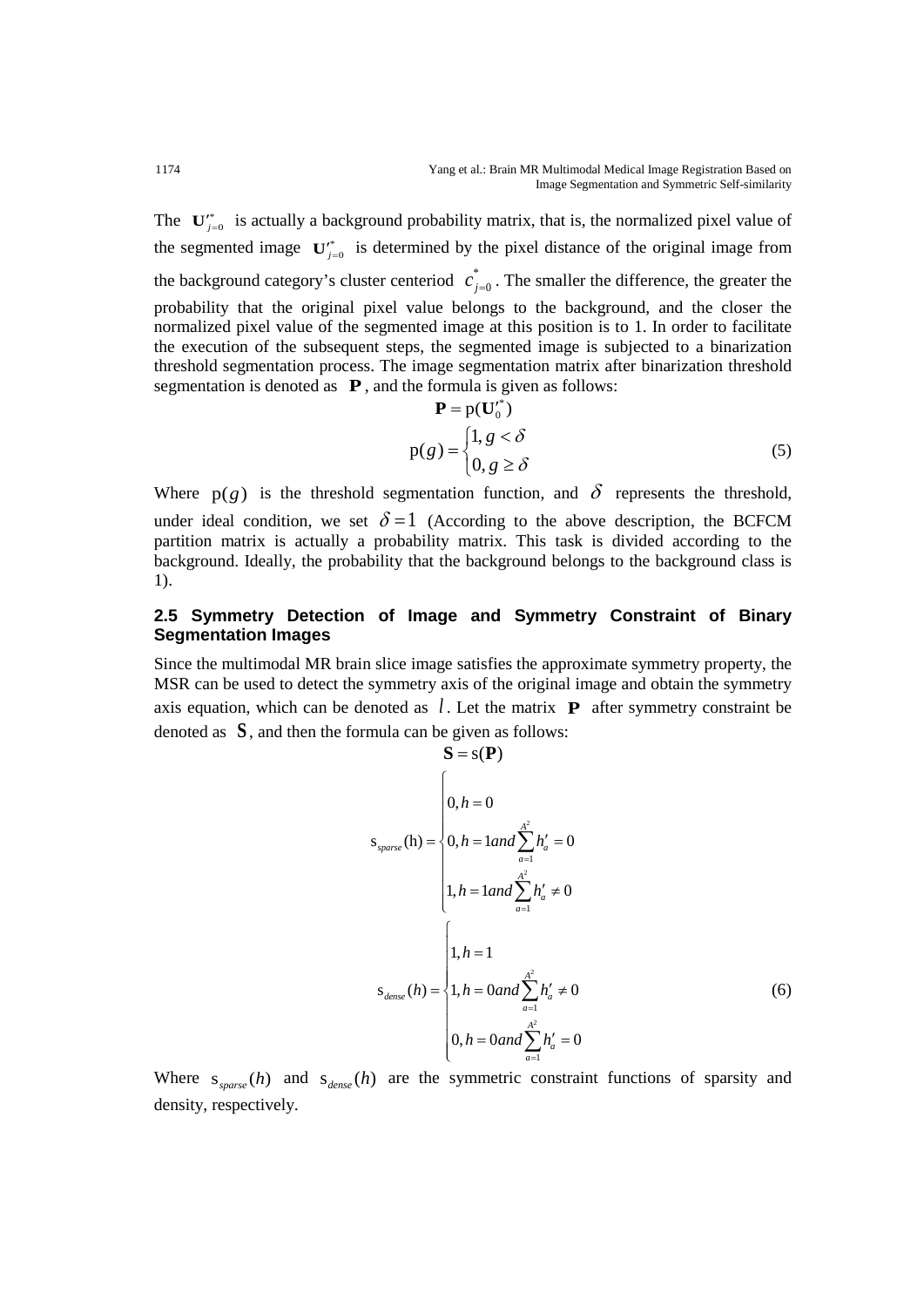The $\mathbf{U}'^{*}_{j=0}$ is actually a background probability matrix, that is, the normalized pixel value of the segmented image $\mathbf{U}'^{*}_{j=0}$ is determined by the pixel distance of the original image from the background category's cluster centeriod $c^{*}_{j=0}$. The smaller the difference, the greater the probability that the original pixel value belongs to the background, and the closer the normalized pixel value of the segmented image at this position is to 1. In order to facilitate the execution of the subsequent steps, the segmented image is subjected to a binarization threshold segmentation process. The image segmentation matrix after binarization threshold segmentation is denoted as $\mathbf{P}$, and the formula is given as follows:

$$\mathbf{P} = \mathrm{p}(\mathbf{U}'^{*}_{0})$$

$$\mathrm{p}(g) = \begin{cases} 1, g < \delta \\ 0, g \geq \delta \end{cases} \tag{5}$$

Where $\mathrm{p}(g)$ is the threshold segmentation function, and $\delta$ represents the threshold, under ideal condition, we set $\delta = 1$ (According to the above description, the BCFCM partition matrix is actually a probability matrix. This task is divided according to the background. Ideally, the probability that the background belongs to the background class is 1).

### 2.5 Symmetry Detection of Image and Symmetry Constraint of Binary Segmentation Images

Since the multimodal MR brain slice image satisfies the approximate symmetry property, the MSR can be used to detect the symmetry axis of the original image and obtain the symmetry axis equation, which can be denoted as $l$. Let the matrix $\mathbf{P}$ after symmetry constraint be denoted as $\mathbf{S}$, and then the formula can be given as follows:

$$\mathbf{S} = \mathrm{s}(\mathbf{P})$$

$$\mathrm{s}_{sparse}(\mathrm{h}) = \begin{cases} 0, h = 0 \\ 0, h = 1 and \sum_{a=1}^{A^2} h'_a = 0 \\ 1, h = 1 and \sum_{a=1}^{A^2} h'_a \neq 0 \end{cases}$$

$$\mathrm{s}_{dense}(h) = \begin{cases} 1, h = 1 \\ 1, h = 0 and \sum_{a=1}^{A^2} h'_a \neq 0 \\ 0, h = 0 and \sum_{a=1}^{A^2} h'_a = 0 \end{cases} \tag{6}$$

Where $\mathrm{s}_{sparse}(h)$ and $\mathrm{s}_{dense}(h)$ are the symmetric constraint functions of sparsity and density, respectively.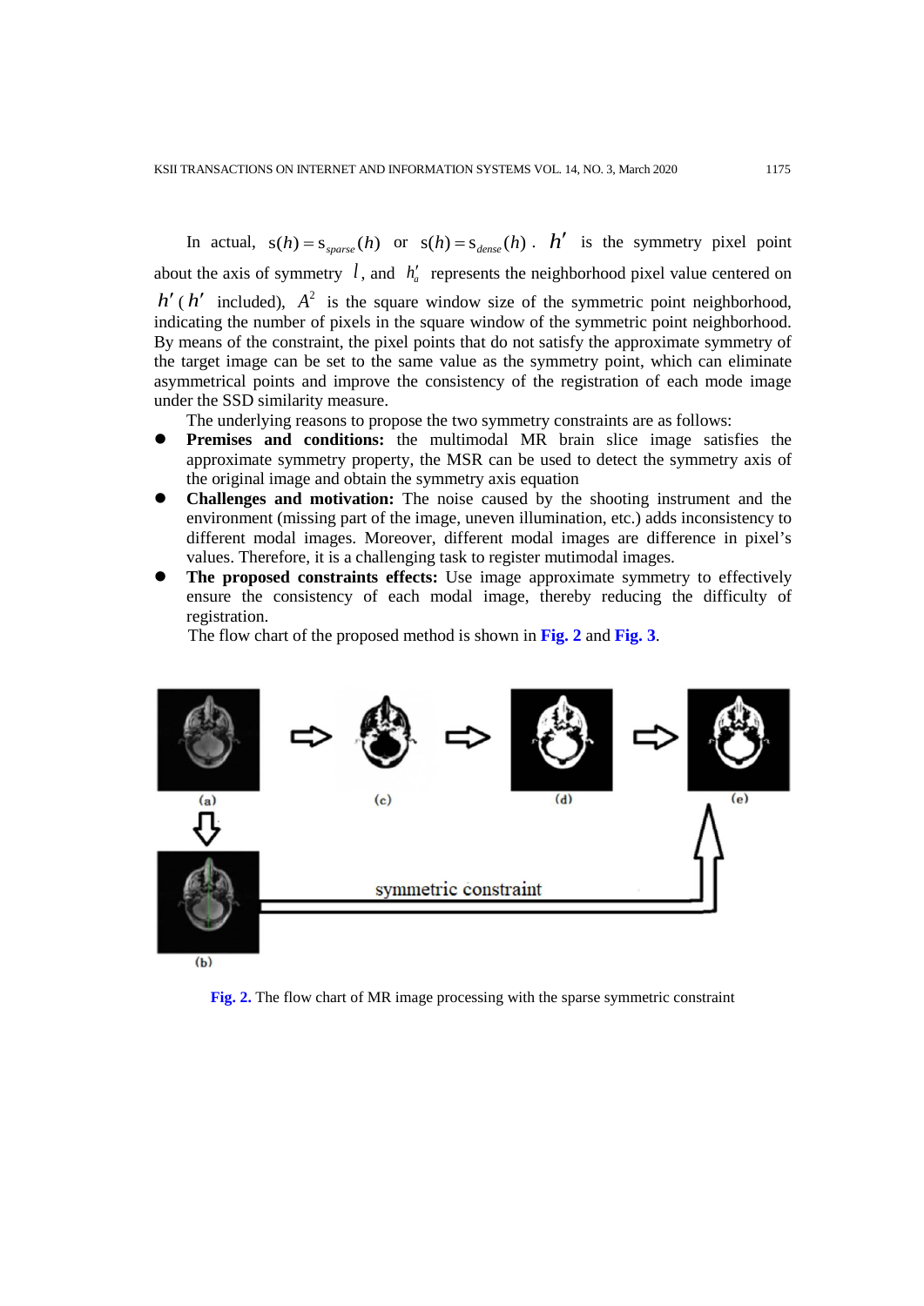In actual, $s(h) = s_{sparse}(h)$ or $s(h) = s_{dense}(h)$. $h'$ is the symmetry pixel point about the axis of symmetry $l$, and $h'_a$ represents the neighborhood pixel value centered on $h'$ ($h'$ included), $A^2$ is the square window size of the symmetric point neighborhood, indicating the number of pixels in the square window of the symmetric point neighborhood. By means of the constraint, the pixel points that do not satisfy the approximate symmetry of the target image can be set to the same value as the symmetry point, which can eliminate asymmetrical points and improve the consistency of the registration of each mode image under the SSD similarity measure.

The underlying reasons to propose the two symmetry constraints are as follows:

- **Premises and conditions:** the multimodal MR brain slice image satisfies the approximate symmetry property, the MSR can be used to detect the symmetry axis of the original image and obtain the symmetry axis equation
- **Challenges and motivation:** The noise caused by the shooting instrument and the environment (missing part of the image, uneven illumination, etc.) adds inconsistency to different modal images. Moreover, different modal images are difference in pixel's values. Therefore, it is a challenging task to register mutimodal images.
- **The proposed constraints effects:** Use image approximate symmetry to effectively ensure the consistency of each modal image, thereby reducing the difficulty of registration.

The flow chart of the proposed method is shown in **Fig. 2** and **Fig. 3**.

**Fig. 2.** The flow chart of MR image processing with the sparse symmetric constraint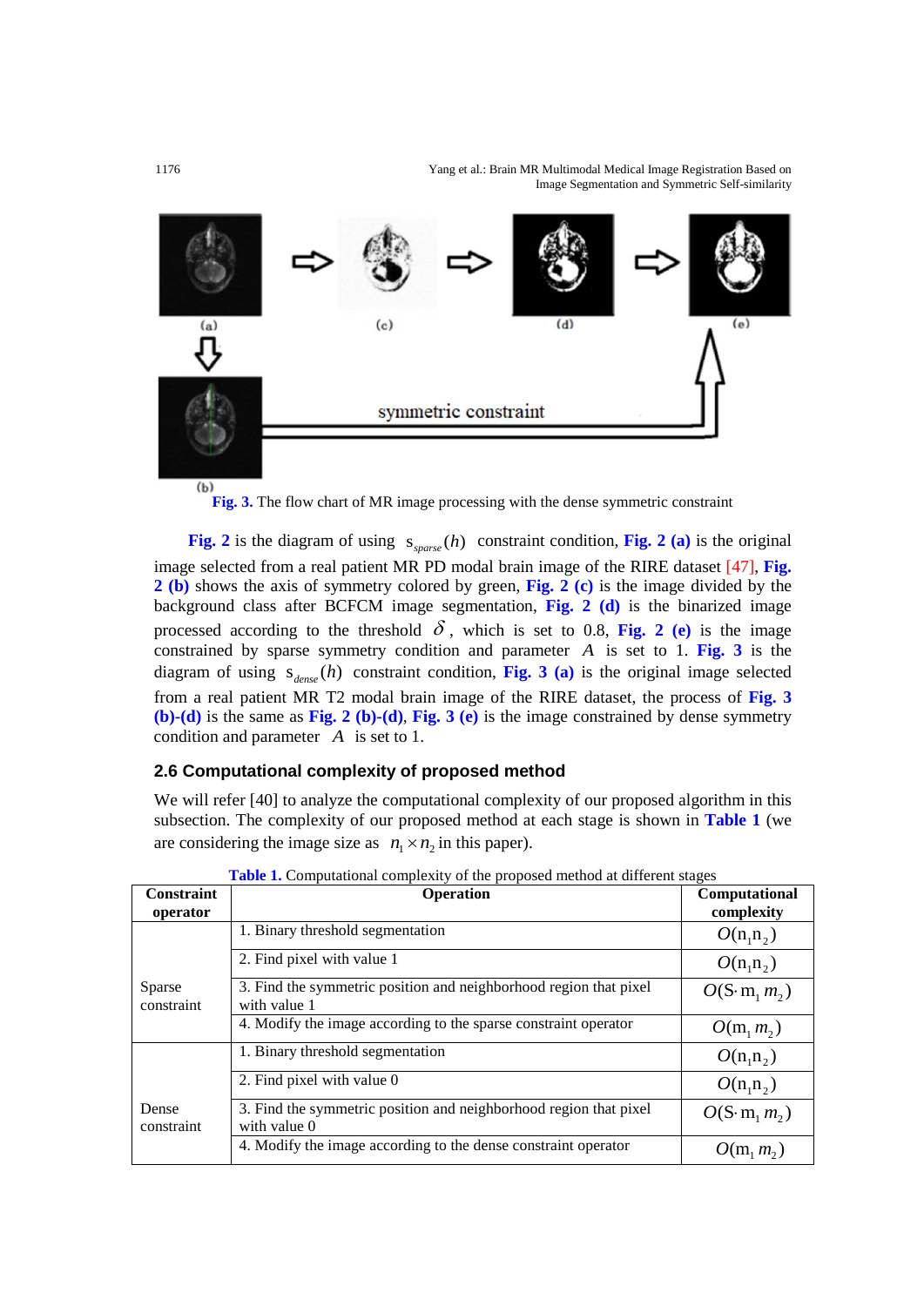Fig. 3. The flow chart of MR image processing with the dense symmetric constraint

Fig. 2 is the diagram of using $s_{sparse}(h)$ constraint condition, Fig. 2 (a) is the original image selected from a real patient MR PD modal brain image of the RIRE dataset [47], Fig. 2 (b) shows the axis of symmetry colored by green, Fig. 2 (c) is the image divided by the background class after BCFCM image segmentation, Fig. 2 (d) is the binarized image processed according to the threshold $\delta$, which is set to 0.8, Fig. 2 (e) is the image constrained by sparse symmetry condition and parameter $A$ is set to 1. Fig. 3 is the diagram of using $s_{dense}(h)$ constraint condition, Fig. 3 (a) is the original image selected from a real patient MR T2 modal brain image of the RIRE dataset, the process of Fig. 3 (b)-(d) is the same as Fig. 2 (b)-(d), Fig. 3 (e) is the image constrained by dense symmetry condition and parameter $A$ is set to 1.

### 2.6 Computational complexity of proposed method

We will refer [40] to analyze the computational complexity of our proposed algorithm in this subsection. The complexity of our proposed method at each stage is shown in Table 1 (we are considering the image size as $n_1 \times n_2$ in this paper).

Table 1. Computational complexity of the proposed method at different stages

| Constraint operator | Operation | Computational complexity |
|---|---|---|
| Sparse constraint | 1. Binary threshold segmentation | $O(n_1 n_2)$ |
| | 2. Find pixel with value 1 | $O(n_1 n_2)$ |
| | 3. Find the symmetric position and neighborhood region that pixel with value 1 | $O(S \cdot m_1 m_2)$ |
| | 4. Modify the image according to the sparse constraint operator | $O(m_1 m_2)$ |
| Dense constraint | 1. Binary threshold segmentation | $O(n_1 n_2)$ |
| | 2. Find pixel with value 0 | $O(n_1 n_2)$ |
| | 3. Find the symmetric position and neighborhood region that pixel with value 0 | $O(S \cdot m_1 m_2)$ |
| | 4. Modify the image according to the dense constraint operator | $O(m_1 m_2)$ |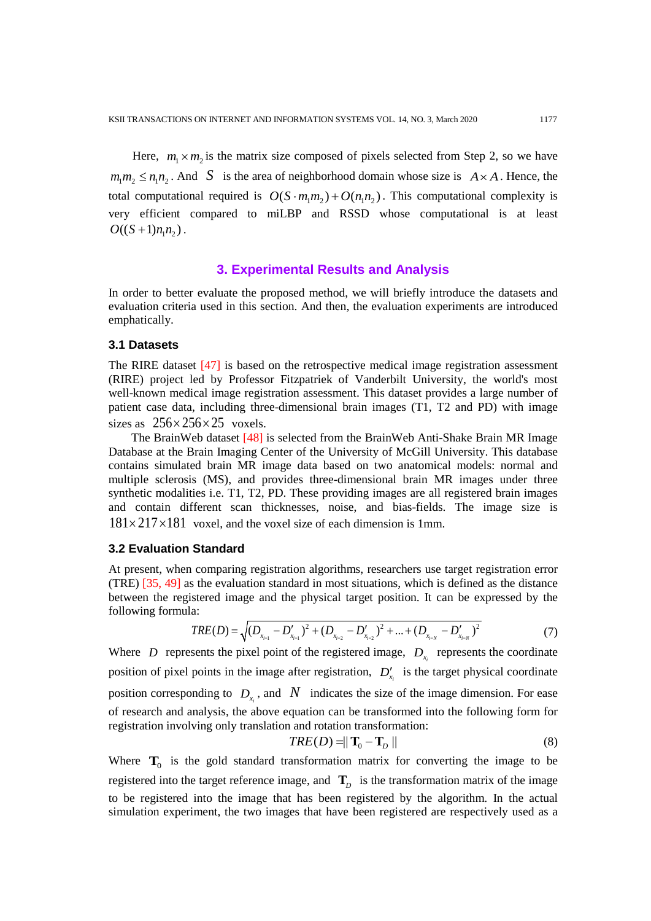Here, $m_1 \times m_2$ is the matrix size composed of pixels selected from Step 2, so we have $m_1 m_2 \le n_1 n_2$. And $S$ is the area of neighborhood domain whose size is $A \times A$. Hence, the total computational required is $O(S \cdot m_1 m_2) + O(n_1 n_2)$. This computational complexity is very efficient compared to miLBP and RSSD whose computational is at least $O((S+1)n_1 n_2)$.

## 3. Experimental Results and Analysis

In order to better evaluate the proposed method, we will briefly introduce the datasets and evaluation criteria used in this section. And then, the evaluation experiments are introduced emphatically.

### 3.1 Datasets

The RIRE dataset [47] is based on the retrospective medical image registration assessment (RIRE) project led by Professor Fitzpatriek of Vanderbilt University, the world's most well-known medical image registration assessment. This dataset provides a large number of patient case data, including three-dimensional brain images (T1, T2 and PD) with image sizes as $256 \times 256 \times 25$ voxels.

The BrainWeb dataset [48] is selected from the BrainWeb Anti-Shake Brain MR Image Database at the Brain Imaging Center of the University of McGill University. This database contains simulated brain MR image data based on two anatomical models: normal and multiple sclerosis (MS), and provides three-dimensional brain MR images under three synthetic modalities i.e. T1, T2, PD. These providing images are all registered brain images and contain different scan thicknesses, noise, and bias-fields. The image size is $181 \times 217 \times 181$ voxel, and the voxel size of each dimension is 1mm.

### 3.2 Evaluation Standard

At present, when comparing registration algorithms, researchers use target registration error (TRE) [35, 49] as the evaluation standard in most situations, which is defined as the distance between the registered image and the physical target position. It can be expressed by the following formula:

$$TRE(D) = \sqrt{(D_{x_{i=1}} - D'_{x_{i=1}})^2 + (D_{x_{i=2}} - D'_{x_{i=2}})^2 + \dots + (D_{x_{i=N}} - D'_{x_{i=N}})^2} \tag{7}$$

Where $D$ represents the pixel point of the registered image, $D_{x_i}$ represents the coordinate position of pixel points in the image after registration, $D'_{x_i}$ is the target physical coordinate position corresponding to $D_{x_i}$, and $N$ indicates the size of the image dimension. For ease of research and analysis, the above equation can be transformed into the following form for registration involving only translation and rotation transformation:

$$TRE(D) = \| \mathbf{T}_0 - \mathbf{T}_D \| \tag{8}$$

Where $\mathbf{T}_0$ is the gold standard transformation matrix for converting the image to be registered into the target reference image, and $\mathbf{T}_D$ is the transformation matrix of the image to be registered into the image that has been registered by the algorithm. In the actual simulation experiment, the two images that have been registered are respectively used as a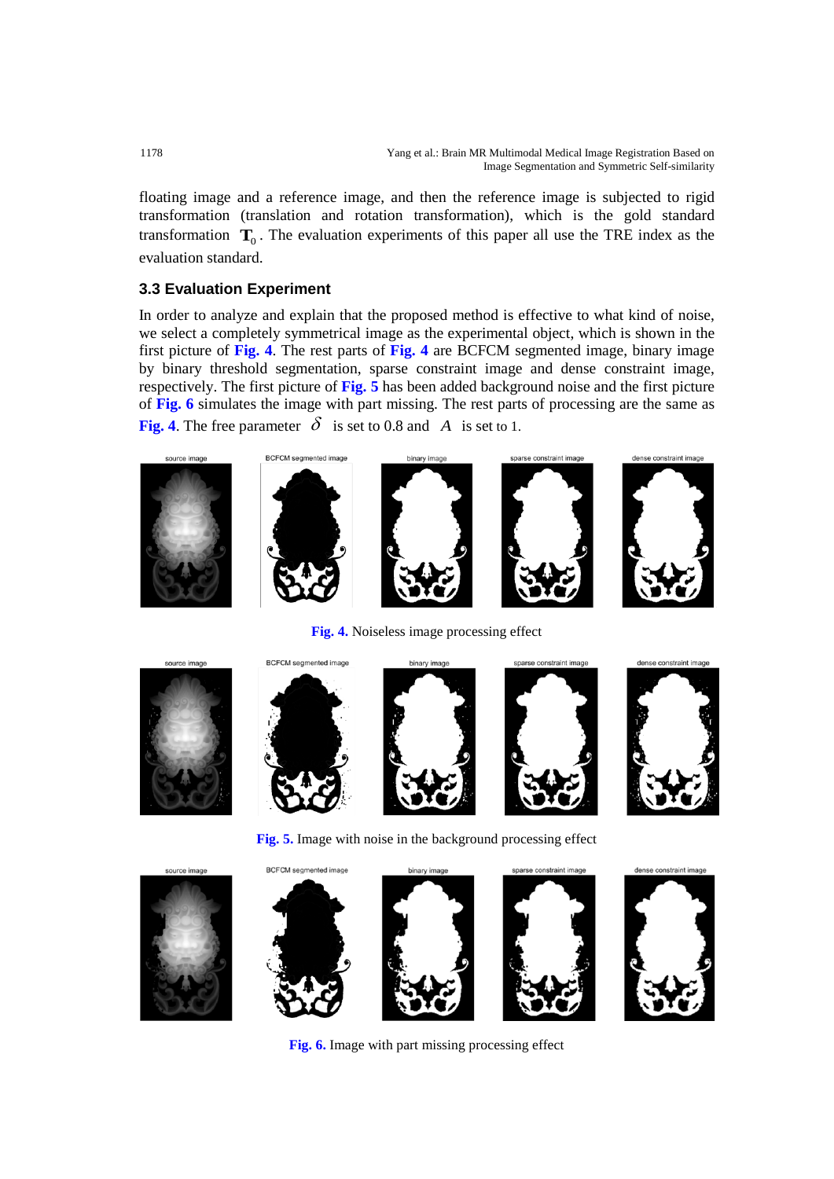floating image and a reference image, and then the reference image is subjected to rigid transformation (translation and rotation transformation), which is the gold standard transformation $\mathbf{T}_0$. The evaluation experiments of this paper all use the TRE index as the evaluation standard.

### 3.3 Evaluation Experiment

In order to analyze and explain that the proposed method is effective to what kind of noise, we select a completely symmetrical image as the experimental object, which is shown in the first picture of **Fig. 4**. The rest parts of **Fig. 4** are BCFCM segmented image, binary image by binary threshold segmentation, sparse constraint image and dense constraint image, respectively. The first picture of **Fig. 5** has been added background noise and the first picture of **Fig. 6** simulates the image with part missing. The rest parts of processing are the same as **Fig. 4**. The free parameter $\delta$ is set to 0.8 and $A$ is set to 1.

source image | BCFCM segmented image | binary image | sparse constraint image | dense constraint image

**Fig. 4.** Noiseless image processing effect

source image | BCFCM segmented image | binary image | sparse constraint image | dense constraint image

**Fig. 5.** Image with noise in the background processing effect

source image | BCFCM segmented image | binary image | sparse constraint image | dense constraint image

**Fig. 6.** Image with part missing processing effect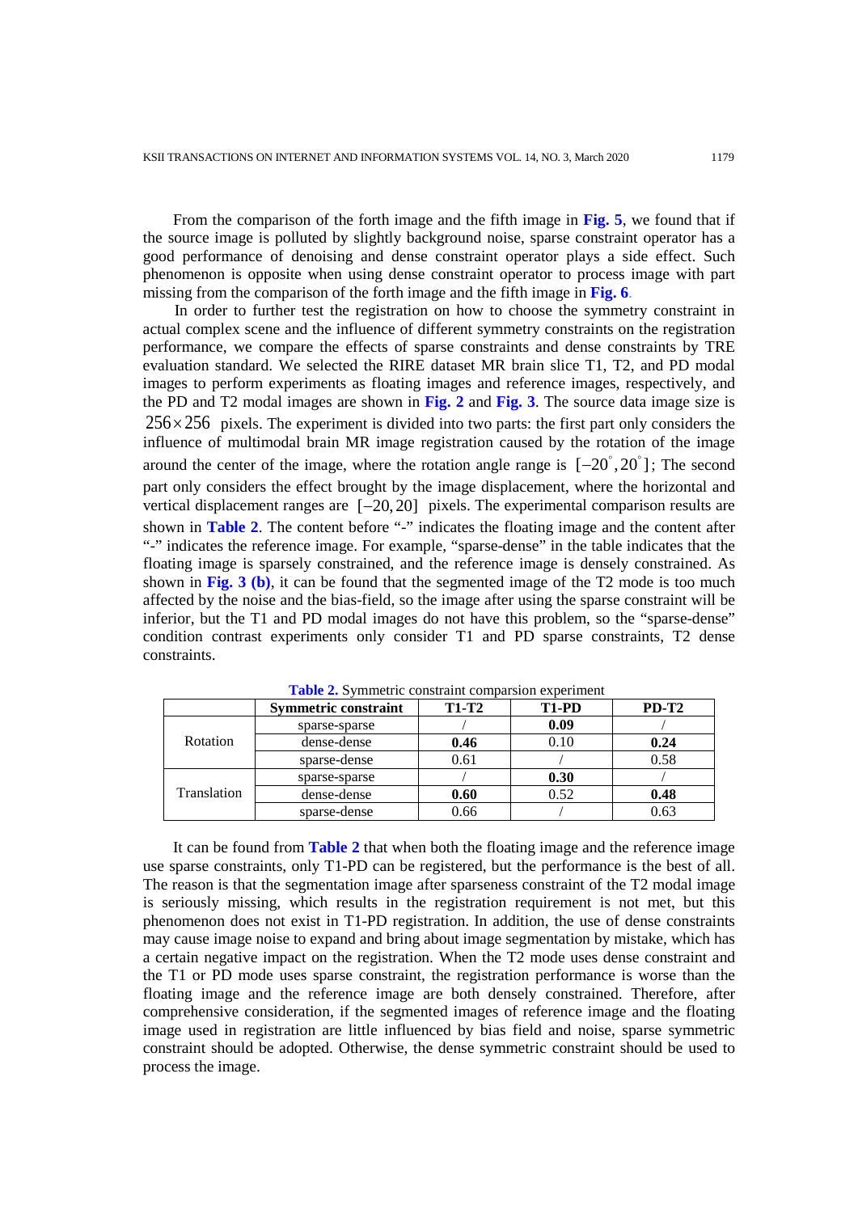From the comparison of the forth image and the fifth image in **Fig. 5**, we found that if the source image is polluted by slightly background noise, sparse constraint operator has a good performance of denoising and dense constraint operator plays a side effect. Such phenomenon is opposite when using dense constraint operator to process image with part missing from the comparison of the forth image and the fifth image in **Fig. 6**.

In order to further test the registration on how to choose the symmetry constraint in actual complex scene and the influence of different symmetry constraints on the registration performance, we compare the effects of sparse constraints and dense constraints by TRE evaluation standard. We selected the RIRE dataset MR brain slice T1, T2, and PD modal images to perform experiments as floating images and reference images, respectively, and the PD and T2 modal images are shown in **Fig. 2** and **Fig. 3**. The source data image size is $256 \times 256$ pixels. The experiment is divided into two parts: the first part only considers the influence of multimodal brain MR image registration caused by the rotation of the image around the center of the image, where the rotation angle range is $[-20^{\circ}, 20^{\circ}]$; The second part only considers the effect brought by the image displacement, where the horizontal and vertical displacement ranges are $[-20, 20]$ pixels. The experimental comparison results are shown in **Table 2**. The content before "-" indicates the floating image and the content after "-" indicates the reference image. For example, "sparse-dense" in the table indicates that the floating image is sparsely constrained, and the reference image is densely constrained. As shown in **Fig. 3 (b)**, it can be found that the segmented image of the T2 mode is too much affected by the noise and the bias-field, so the image after using the sparse constraint will be inferior, but the T1 and PD modal images do not have this problem, so the "sparse-dense" condition contrast experiments only consider T1 and PD sparse constraints, T2 dense constraints.

**Table 2.** Symmetric constraint comparsion experiment

| | Symmetric constraint | T1-T2 | T1-PD | PD-T2 |
|---|---|---|---|---|
| Rotation | sparse-sparse | / | **0.09** | / |
| | dense-dense | **0.46** | 0.10 | **0.24** |
| | sparse-dense | 0.61 | / | 0.58 |
| Translation | sparse-sparse | / | **0.30** | / |
| | dense-dense | **0.60** | 0.52 | **0.48** |
| | sparse-dense | 0.66 | / | 0.63 |

It can be found from **Table 2** that when both the floating image and the reference image use sparse constraints, only T1-PD can be registered, but the performance is the best of all. The reason is that the segmentation image after sparseness constraint of the T2 modal image is seriously missing, which results in the registration requirement is not met, but this phenomenon does not exist in T1-PD registration. In addition, the use of dense constraints may cause image noise to expand and bring about image segmentation by mistake, which has a certain negative impact on the registration. When the T2 mode uses dense constraint and the T1 or PD mode uses sparse constraint, the registration performance is worse than the floating image and the reference image are both densely constrained. Therefore, after comprehensive consideration, if the segmented images of reference image and the floating image used in registration are little influenced by bias field and noise, sparse symmetric constraint should be adopted. Otherwise, the dense symmetric constraint should be used to process the image.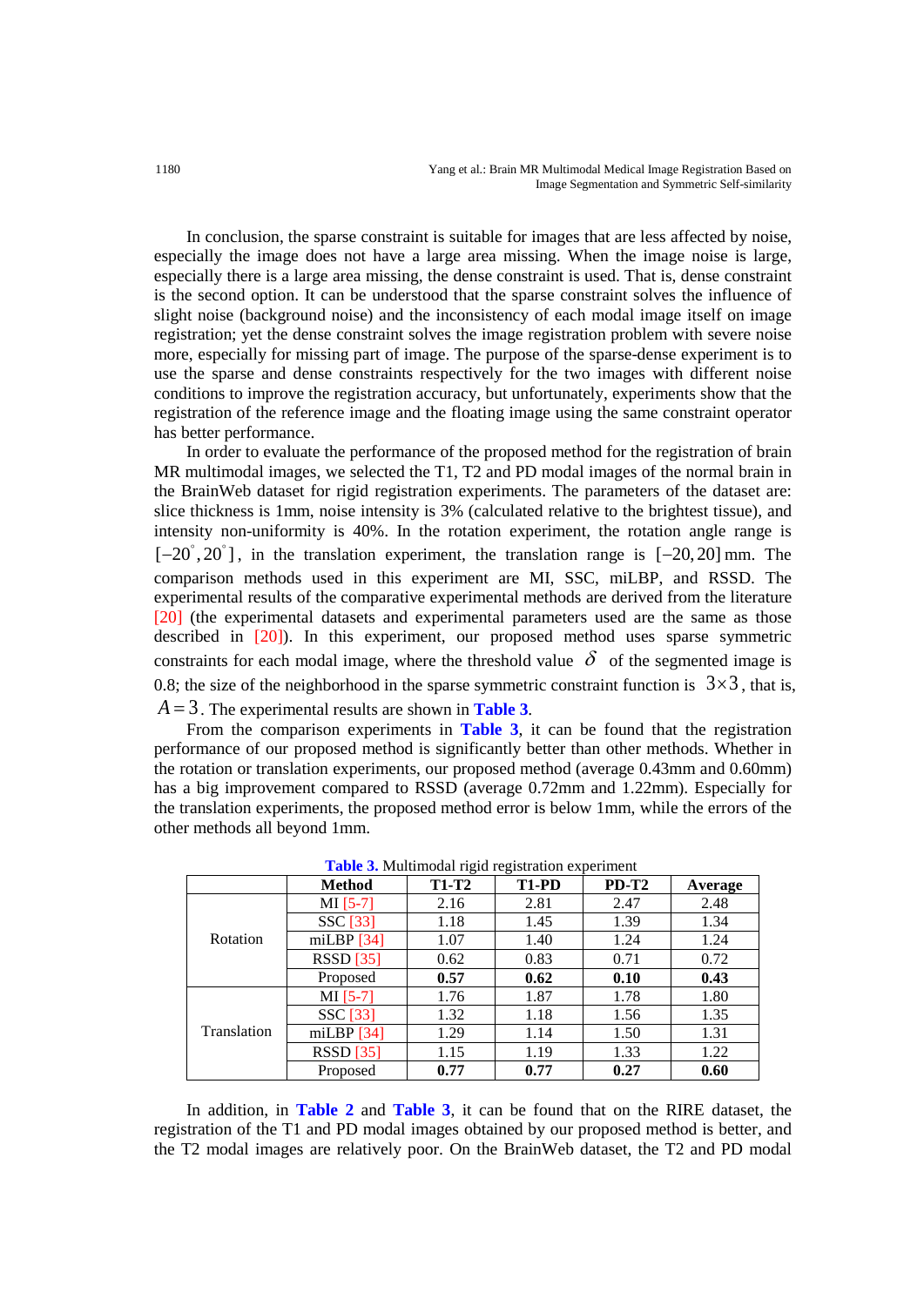In conclusion, the sparse constraint is suitable for images that are less affected by noise, especially the image does not have a large area missing. When the image noise is large, especially there is a large area missing, the dense constraint is used. That is, dense constraint is the second option. It can be understood that the sparse constraint solves the influence of slight noise (background noise) and the inconsistency of each modal image itself on image registration; yet the dense constraint solves the image registration problem with severe noise more, especially for missing part of image. The purpose of the sparse-dense experiment is to use the sparse and dense constraints respectively for the two images with different noise conditions to improve the registration accuracy, but unfortunately, experiments show that the registration of the reference image and the floating image using the same constraint operator has better performance.

In order to evaluate the performance of the proposed method for the registration of brain MR multimodal images, we selected the T1, T2 and PD modal images of the normal brain in the BrainWeb dataset for rigid registration experiments. The parameters of the dataset are: slice thickness is 1mm, noise intensity is 3% (calculated relative to the brightest tissue), and intensity non-uniformity is 40%. In the rotation experiment, the rotation angle range is $[-20^{\circ}, 20^{\circ}]$, in the translation experiment, the translation range is $[-20, 20]$ mm. The comparison methods used in this experiment are MI, SSC, miLBP, and RSSD. The experimental results of the comparative experimental methods are derived from the literature [20] (the experimental datasets and experimental parameters used are the same as those described in [20]). In this experiment, our proposed method uses sparse symmetric constraints for each modal image, where the threshold value $\delta$ of the segmented image is 0.8; the size of the neighborhood in the sparse symmetric constraint function is $3\times3$, that is, $A=3$. The experimental results are shown in **Table 3**.

From the comparison experiments in **Table 3**, it can be found that the registration performance of our proposed method is significantly better than other methods. Whether in the rotation or translation experiments, our proposed method (average 0.43mm and 0.60mm) has a big improvement compared to RSSD (average 0.72mm and 1.22mm). Especially for the translation experiments, the proposed method error is below 1mm, while the errors of the other methods all beyond 1mm.

**Table 3.** Multimodal rigid registration experiment

| | Method | T1-T2 | T1-PD | PD-T2 | Average |
|---|---|---|---|---|---|
| Rotation | MI [5-7] | 2.16 | 2.81 | 2.47 | 2.48 |
| | SSC [33] | 1.18 | 1.45 | 1.39 | 1.34 |
| | miLBP [34] | 1.07 | 1.40 | 1.24 | 1.24 |
| | RSSD [35] | 0.62 | 0.83 | 0.71 | 0.72 |
| | Proposed | **0.57** | **0.62** | **0.10** | **0.43** |
| Translation | MI [5-7] | 1.76 | 1.87 | 1.78 | 1.80 |
| | SSC [33] | 1.32 | 1.18 | 1.56 | 1.35 |
| | miLBP [34] | 1.29 | 1.14 | 1.50 | 1.31 |
| | RSSD [35] | 1.15 | 1.19 | 1.33 | 1.22 |
| | Proposed | **0.77** | **0.77** | **0.27** | **0.60** |

In addition, in **Table 2** and **Table 3**, it can be found that on the RIRE dataset, the registration of the T1 and PD modal images obtained by our proposed method is better, and the T2 modal images are relatively poor. On the BrainWeb dataset, the T2 and PD modal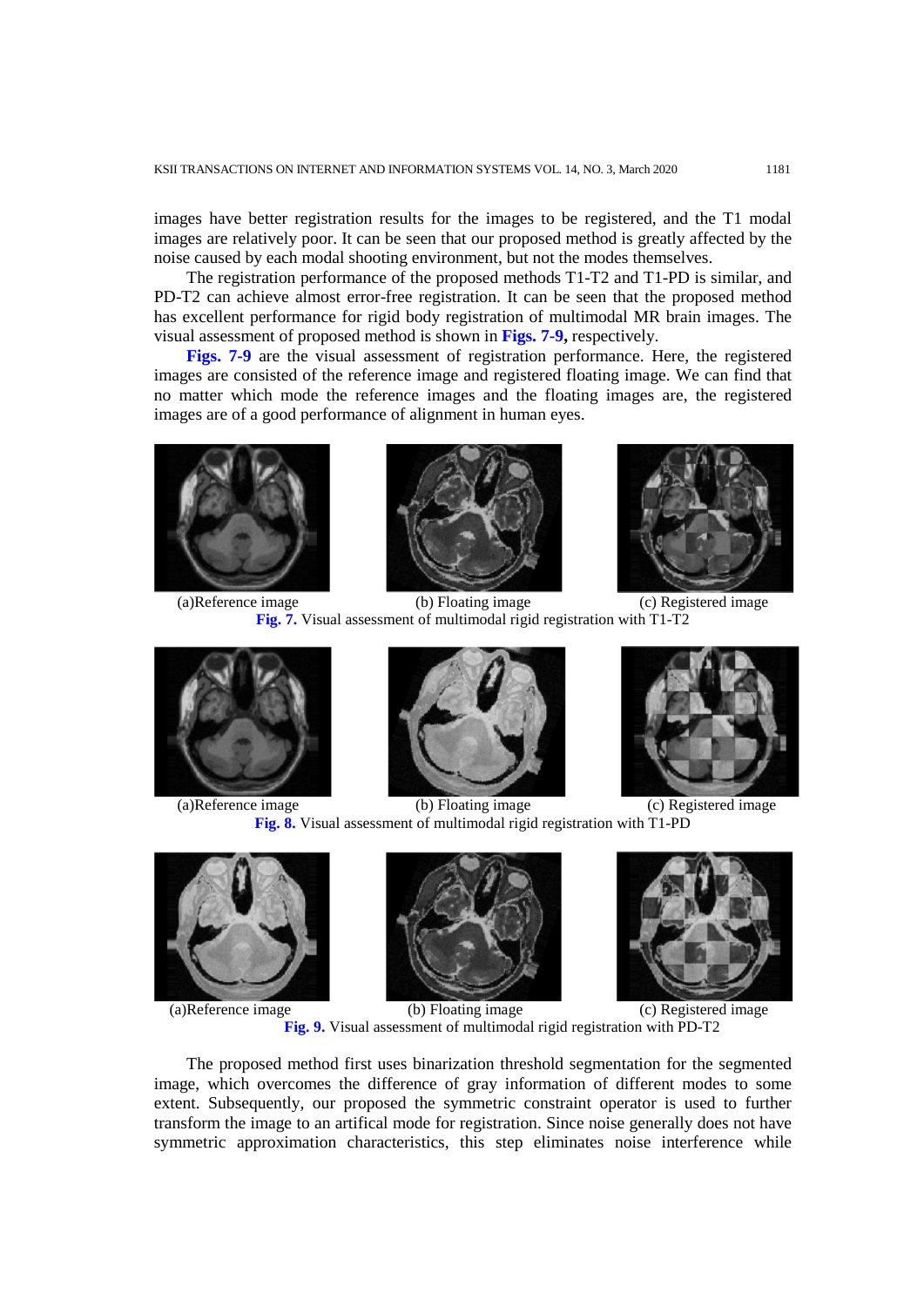images have better registration results for the images to be registered, and the T1 modal images are relatively poor. It can be seen that our proposed method is greatly affected by the noise caused by each modal shooting environment, but not the modes themselves.

The registration performance of the proposed methods T1-T2 and T1-PD is similar, and PD-T2 can achieve almost error-free registration. It can be seen that the proposed method has excellent performance for rigid body registration of multimodal MR brain images. The visual assessment of proposed method is shown in **Figs. 7-9,** respectively.

**Figs. 7-9** are the visual assessment of registration performance. Here, the registered images are consisted of the reference image and registered floating image. We can find that no matter which mode the reference images and the floating images are, the registered images are of a good performance of alignment in human eyes.

(a)Reference image (b) Floating image (c) Registered image

**Fig. 7.** Visual assessment of multimodal rigid registration with T1-T2

(a)Reference image (b) Floating image (c) Registered image

**Fig. 8.** Visual assessment of multimodal rigid registration with T1-PD

(a)Reference image (b) Floating image (c) Registered image

**Fig. 9.** Visual assessment of multimodal rigid registration with PD-T2

The proposed method first uses binarization threshold segmentation for the segmented image, which overcomes the difference of gray information of different modes to some extent. Subsequently, our proposed the symmetric constraint operator is used to further transform the image to an artifical mode for registration. Since noise generally does not have symmetric approximation characteristics, this step eliminates noise interference while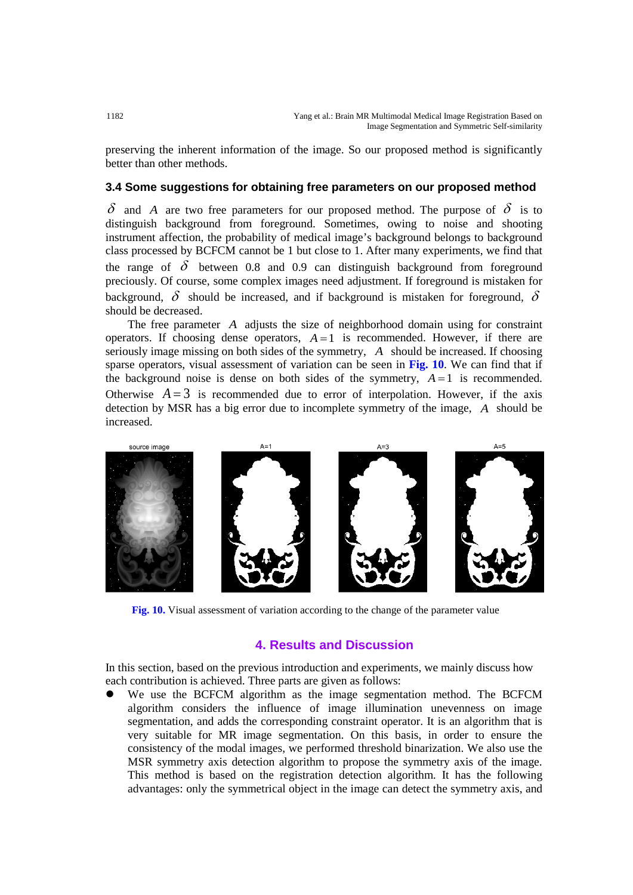preserving the inherent information of the image. So our proposed method is significantly better than other methods.

### 3.4 Some suggestions for obtaining free parameters on our proposed method

$\delta$ and $A$ are two free parameters for our proposed method. The purpose of $\delta$ is to distinguish background from foreground. Sometimes, owing to noise and shooting instrument affection, the probability of medical image's background belongs to background class processed by BCFCM cannot be 1 but close to 1. After many experiments, we find that the range of $\delta$ between 0.8 and 0.9 can distinguish background from foreground preciously. Of course, some complex images need adjustment. If foreground is mistaken for background, $\delta$ should be increased, and if background is mistaken for foreground, $\delta$ should be decreased.

The free parameter $A$ adjusts the size of neighborhood domain using for constraint operators. If choosing dense operators, $A=1$ is recommended. However, if there are seriously image missing on both sides of the symmetry, $A$ should be increased. If choosing sparse operators, visual assessment of variation can be seen in **Fig. 10**. We can find that if the background noise is dense on both sides of the symmetry, $A=1$ is recommended. Otherwise $A=3$ is recommended due to error of interpolation. However, if the axis detection by MSR has a big error due to incomplete symmetry of the image, $A$ should be increased.

**Fig. 10.** Visual assessment of variation according to the change of the parameter value

## 4. Results and Discussion

In this section, based on the previous introduction and experiments, we mainly discuss how each contribution is achieved. Three parts are given as follows:

- We use the BCFCM algorithm as the image segmentation method. The BCFCM algorithm considers the influence of image illumination unevenness on image segmentation, and adds the corresponding constraint operator. It is an algorithm that is very suitable for MR image segmentation. On this basis, in order to ensure the consistency of the modal images, we performed threshold binarization. We also use the MSR symmetry axis detection algorithm to propose the symmetry axis of the image. This method is based on the registration detection algorithm. It has the following advantages: only the symmetrical object in the image can detect the symmetry axis, and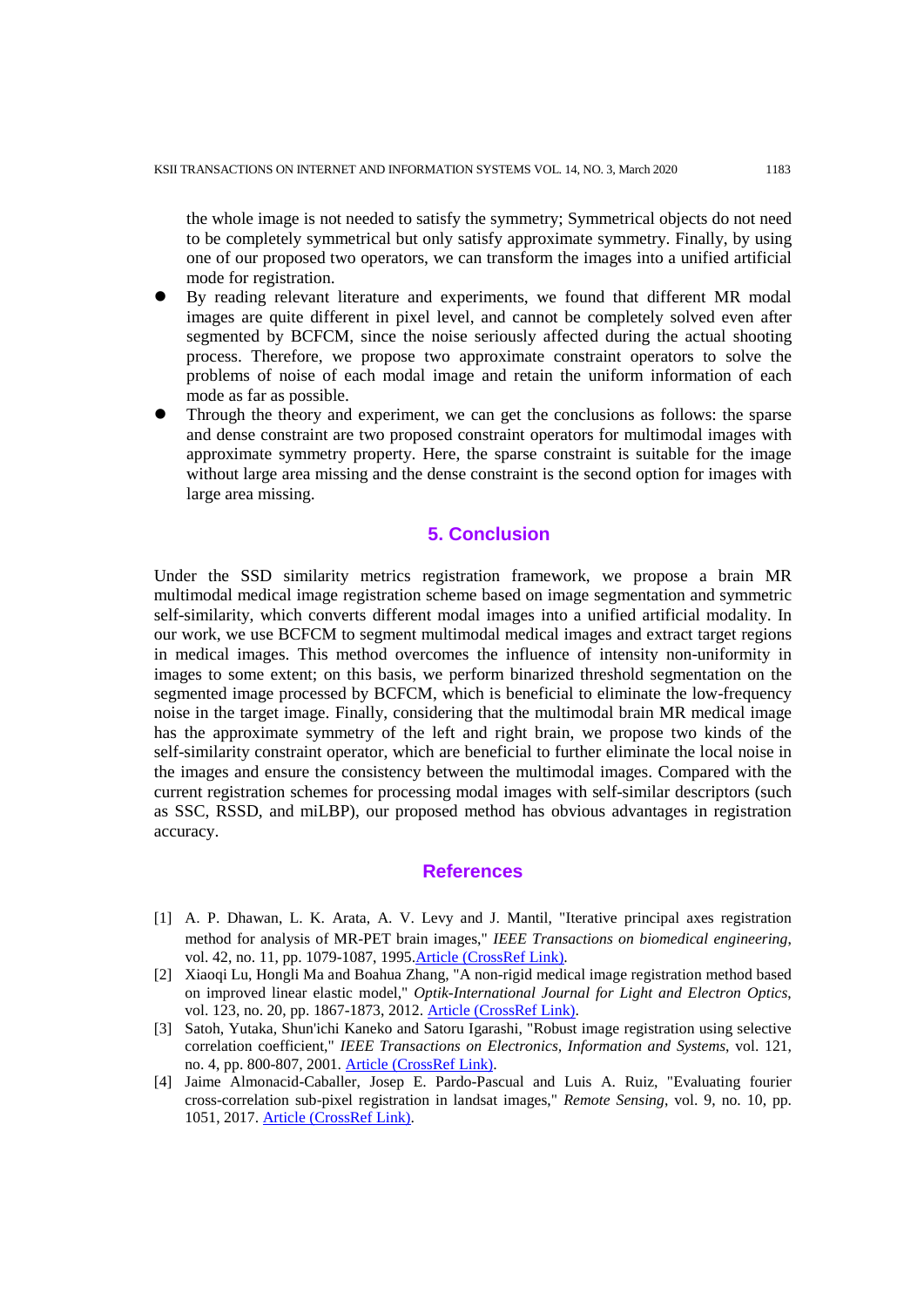the whole image is not needed to satisfy the symmetry; Symmetrical objects do not need to be completely symmetrical but only satisfy approximate symmetry. Finally, by using one of our proposed two operators, we can transform the images into a unified artificial mode for registration.

- By reading relevant literature and experiments, we found that different MR modal images are quite different in pixel level, and cannot be completely solved even after segmented by BCFCM, since the noise seriously affected during the actual shooting process. Therefore, we propose two approximate constraint operators to solve the problems of noise of each modal image and retain the uniform information of each mode as far as possible.
- Through the theory and experiment, we can get the conclusions as follows: the sparse and dense constraint are two proposed constraint operators for multimodal images with approximate symmetry property. Here, the sparse constraint is suitable for the image without large area missing and the dense constraint is the second option for images with large area missing.

## 5. Conclusion

Under the SSD similarity metrics registration framework, we propose a brain MR multimodal medical image registration scheme based on image segmentation and symmetric self-similarity, which converts different modal images into a unified artificial modality. In our work, we use BCFCM to segment multimodal medical images and extract target regions in medical images. This method overcomes the influence of intensity non-uniformity in images to some extent; on this basis, we perform binarized threshold segmentation on the segmented image processed by BCFCM, which is beneficial to eliminate the low-frequency noise in the target image. Finally, considering that the multimodal brain MR medical image has the approximate symmetry of the left and right brain, we propose two kinds of the self-similarity constraint operator, which are beneficial to further eliminate the local noise in the images and ensure the consistency between the multimodal images. Compared with the current registration schemes for processing modal images with self-similar descriptors (such as SSC, RSSD, and miLBP), our proposed method has obvious advantages in registration accuracy.

## References

[1] A. P. Dhawan, L. K. Arata, A. V. Levy and J. Mantil, "Iterative principal axes registration method for analysis of MR-PET brain images," *IEEE Transactions on biomedical engineering*, vol. 42, no. 11, pp. 1079-1087, 1995. Article (CrossRef Link).

[2] Xiaoqi Lu, Hongli Ma and Boahua Zhang, "A non-rigid medical image registration method based on improved linear elastic model," *Optik-International Journal for Light and Electron Optics*, vol. 123, no. 20, pp. 1867-1873, 2012. Article (CrossRef Link).

[3] Satoh, Yutaka, Shun'ichi Kaneko and Satoru Igarashi, "Robust image registration using selective correlation coefficient," *IEEE Transactions on Electronics, Information and Systems*, vol. 121, no. 4, pp. 800-807, 2001. Article (CrossRef Link).

[4] Jaime Almonacid-Caballer, Josep E. Pardo-Pascual and Luis A. Ruiz, "Evaluating fourier cross-correlation sub-pixel registration in landsat images," *Remote Sensing*, vol. 9, no. 10, pp. 1051, 2017. Article (CrossRef Link).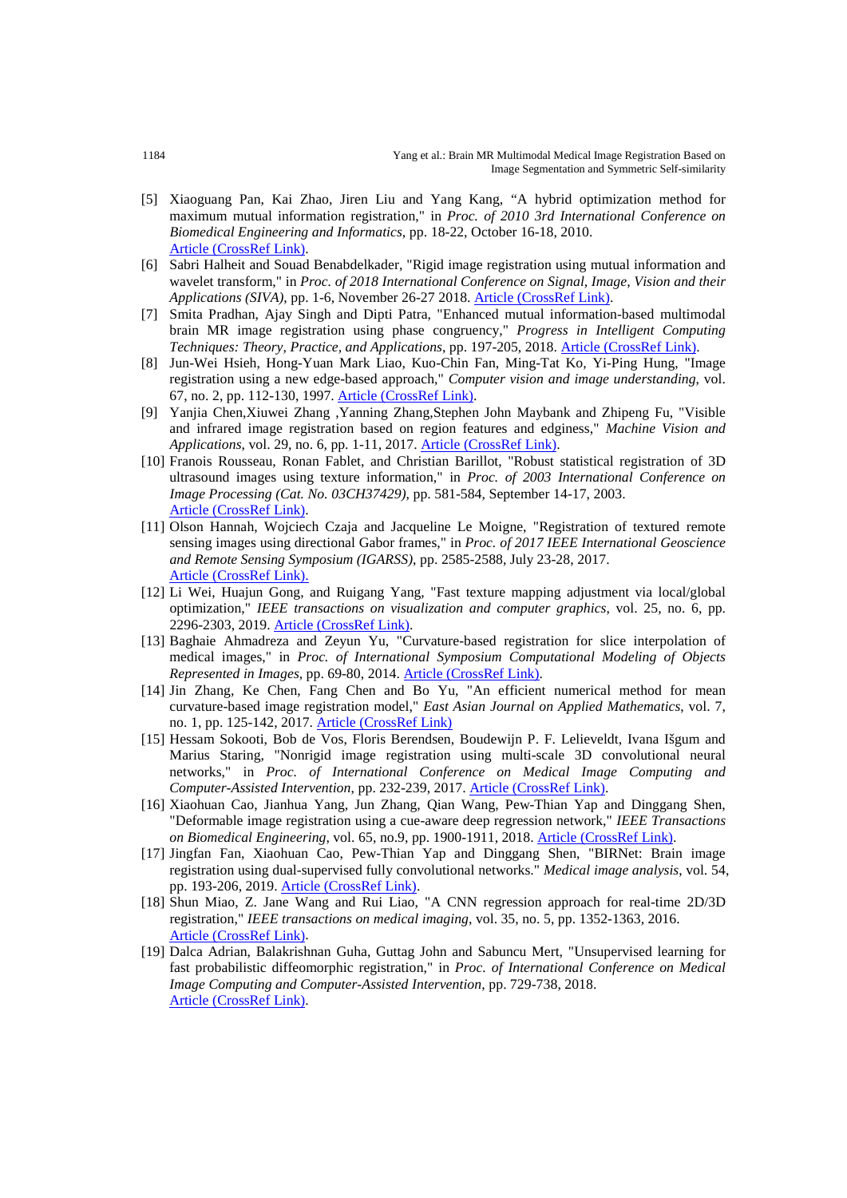[5] Xiaoguang Pan, Kai Zhao, Jiren Liu and Yang Kang, "A hybrid optimization method for maximum mutual information registration," in *Proc. of 2010 3rd International Conference on Biomedical Engineering and Informatics*, pp. 18-22, October 16-18, 2010. Article (CrossRef Link).

[6] Sabri Halheit and Souad Benabdelkader, "Rigid image registration using mutual information and wavelet transform," in *Proc. of 2018 International Conference on Signal, Image, Vision and their Applications (SIVA)*, pp. 1-6, November 26-27 2018. Article (CrossRef Link).

[7] Smita Pradhan, Ajay Singh and Dipti Patra, "Enhanced mutual information-based multimodal brain MR image registration using phase congruency," *Progress in Intelligent Computing Techniques: Theory, Practice, and Applications*, pp. 197-205, 2018. Article (CrossRef Link).

[8] Jun-Wei Hsieh, Hong-Yuan Mark Liao, Kuo-Chin Fan, Ming-Tat Ko, Yi-Ping Hung, "Image registration using a new edge-based approach," *Computer vision and image understanding*, vol. 67, no. 2, pp. 112-130, 1997. Article (CrossRef Link).

[9] Yanjia Chen,Xiuwei Zhang ,Yanning Zhang,Stephen John Maybank and Zhipeng Fu, "Visible and infrared image registration based on region features and edginess," *Machine Vision and Applications*, vol. 29, no. 6, pp. 1-11, 2017. Article (CrossRef Link).

[10] Franois Rousseau, Ronan Fablet, and Christian Barillot, "Robust statistical registration of 3D ultrasound images using texture information," in *Proc. of 2003 International Conference on Image Processing (Cat. No. 03CH37429)*, pp. 581-584, September 14-17, 2003. Article (CrossRef Link).

[11] Olson Hannah, Wojciech Czaja and Jacqueline Le Moigne, "Registration of textured remote sensing images using directional Gabor frames," in *Proc. of 2017 IEEE International Geoscience and Remote Sensing Symposium (IGARSS)*, pp. 2585-2588, July 23-28, 2017. Article (CrossRef Link).

[12] Li Wei, Huajun Gong, and Ruigang Yang, "Fast texture mapping adjustment via local/global optimization," *IEEE transactions on visualization and computer graphics*, vol. 25, no. 6, pp. 2296-2303, 2019. Article (CrossRef Link).

[13] Baghaie Ahmadreza and Zeyun Yu, "Curvature-based registration for slice interpolation of medical images," in *Proc. of International Symposium Computational Modeling of Objects Represented in Images*, pp. 69-80, 2014. Article (CrossRef Link).

[14] Jin Zhang, Ke Chen, Fang Chen and Bo Yu, "An efficient numerical method for mean curvature-based image registration model," *East Asian Journal on Applied Mathematics*, vol. 7, no. 1, pp. 125-142, 2017. Article (CrossRef Link)

[15] Hessam Sokooti, Bob de Vos, Floris Berendsen, Boudewijn P. F. Lelieveldt, Ivana Išgum and Marius Staring, "Nonrigid image registration using multi-scale 3D convolutional neural networks," in *Proc. of International Conference on Medical Image Computing and Computer-Assisted Intervention*, pp. 232-239, 2017. Article (CrossRef Link).

[16] Xiaohuan Cao, Jianhua Yang, Jun Zhang, Qian Wang, Pew-Thian Yap and Dinggang Shen, "Deformable image registration using a cue-aware deep regression network," *IEEE Transactions on Biomedical Engineering*, vol. 65, no.9, pp. 1900-1911, 2018. Article (CrossRef Link).

[17] Jingfan Fan, Xiaohuan Cao, Pew-Thian Yap and Dinggang Shen, "BIRNet: Brain image registration using dual-supervised fully convolutional networks." *Medical image analysis*, vol. 54, pp. 193-206, 2019. Article (CrossRef Link).

[18] Shun Miao, Z. Jane Wang and Rui Liao, "A CNN regression approach for real-time 2D/3D registration," *IEEE transactions on medical imaging*, vol. 35, no. 5, pp. 1352-1363, 2016. Article (CrossRef Link).

[19] Dalca Adrian, Balakrishnan Guha, Guttag John and Sabuncu Mert, "Unsupervised learning for fast probabilistic diffeomorphic registration," in *Proc. of International Conference on Medical Image Computing and Computer-Assisted Intervention*, pp. 729-738, 2018. Article (CrossRef Link).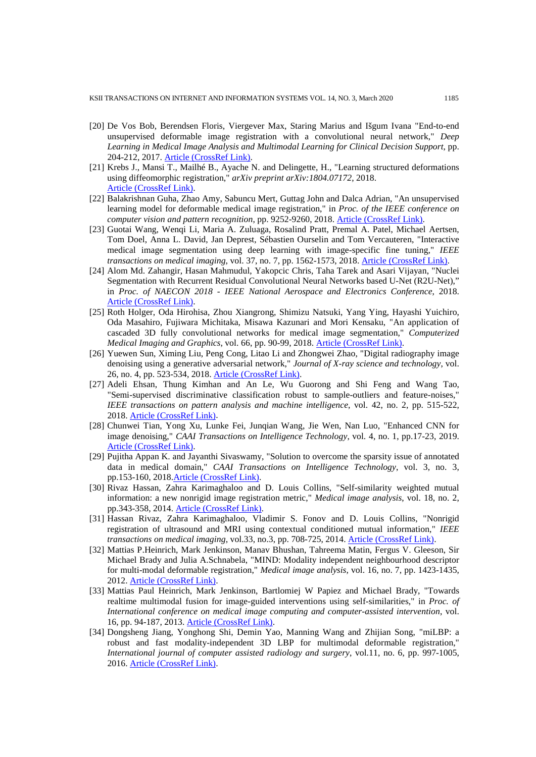[20] De Vos Bob, Berendsen Floris, Viergever Max, Staring Marius and Išgum Ivana "End-to-end unsupervised deformable image registration with a convolutional neural network," *Deep Learning in Medical Image Analysis and Multimodal Learning for Clinical Decision Support*, pp. 204-212, 2017. Article (CrossRef Link).

[21] Krebs J., Mansi T., Mailhé B., Ayache N. and Delingette, H., "Learning structured deformations using diffeomorphic registration," *arXiv preprint arXiv:1804.07172*, 2018. Article (CrossRef Link).

[22] Balakrishnan Guha, Zhao Amy, Sabuncu Mert, Guttag John and Dalca Adrian, "An unsupervised learning model for deformable medical image registration," in *Proc. of the IEEE conference on computer vision and pattern recognition*, pp. 9252-9260, 2018. Article (CrossRef Link).

[23] Guotai Wang, Wenqi Li, Maria A. Zuluaga, Rosalind Pratt, Premal A. Patel, Michael Aertsen, Tom Doel, Anna L. David, Jan Deprest, Sébastien Ourselin and Tom Vercauteren, "Interactive medical image segmentation using deep learning with image-specific fine tuning," *IEEE transactions on medical imaging*, vol. 37, no. 7, pp. 1562-1573, 2018. Article (CrossRef Link).

[24] Alom Md. Zahangir, Hasan Mahmudul, Yakopcic Chris, Taha Tarek and Asari Vijayan, "Nuclei Segmentation with Recurrent Residual Convolutional Neural Networks based U-Net (R2U-Net)," in *Proc. of NAECON 2018 - IEEE National Aerospace and Electronics Conference*, 2018. Article (CrossRef Link).

[25] Roth Holger, Oda Hirohisa, Zhou Xiangrong, Shimizu Natsuki, Yang Ying, Hayashi Yuichiro, Oda Masahiro, Fujiwara Michitaka, Misawa Kazunari and Mori Kensaku, "An application of cascaded 3D fully convolutional networks for medical image segmentation," *Computerized Medical Imaging and Graphics*, vol. 66, pp. 90-99, 2018. Article (CrossRef Link).

[26] Yuewen Sun, Ximing Liu, Peng Cong, Litao Li and Zhongwei Zhao, "Digital radiography image denoising using a generative adversarial network," *Journal of X-ray science and technology*, vol. 26, no. 4, pp. 523-534, 2018. Article (CrossRef Link).

[27] Adeli Ehsan, Thung Kimhan and An Le, Wu Guorong and Shi Feng and Wang Tao, "Semi-supervised discriminative classification robust to sample-outliers and feature-noises," *IEEE transactions on pattern analysis and machine intelligence*, vol. 42, no. 2, pp. 515-522, 2018. Article (CrossRef Link).

[28] Chunwei Tian, Yong Xu, Lunke Fei, Junqian Wang, Jie Wen, Nan Luo, "Enhanced CNN for image denoising," *CAAI Transactions on Intelligence Technology*, vol. 4, no. 1, pp.17-23, 2019. Article (CrossRef Link).

[29] Pujitha Appan K. and Jayanthi Sivaswamy, "Solution to overcome the sparsity issue of annotated data in medical domain," *CAAI Transactions on Intelligence Technology*, vol. 3, no. 3, pp.153-160, 2018. Article (CrossRef Link).

[30] Rivaz Hassan, Zahra Karimaghaloo and D. Louis Collins, "Self-similarity weighted mutual information: a new nonrigid image registration metric," *Medical image analysis*, vol. 18, no. 2, pp.343-358, 2014. Article (CrossRef Link).

[31] Hassan Rivaz, Zahra Karimaghaloo, Vladimir S. Fonov and D. Louis Collins, "Nonrigid registration of ultrasound and MRI using contextual conditioned mutual information," *IEEE transactions on medical imaging*, vol.33, no.3, pp. 708-725, 2014. Article (CrossRef Link).

[32] Mattias P.Heinrich, Mark Jenkinson, Manav Bhushan, Tahreema Matin, Fergus V. Gleeson, Sir Michael Brady and Julia A.Schnabela, "MIND: Modality independent neighbourhood descriptor for multi-modal deformable registration," *Medical image analysis*, vol. 16, no. 7, pp. 1423-1435, 2012. Article (CrossRef Link).

[33] Mattias Paul Heinrich, Mark Jenkinson, Bartlomiej W Papiez and Michael Brady, "Towards realtime multimodal fusion for image-guided interventions using self-similarities," in *Proc. of International conference on medical image computing and computer-assisted intervention*, vol. 16, pp. 94-187, 2013. Article (CrossRef Link).

[34] Dongsheng Jiang, Yonghong Shi, Demin Yao, Manning Wang and Zhijian Song, "miLBP: a robust and fast modality-independent 3D LBP for multimodal deformable registration," *International journal of computer assisted radiology and surgery*, vol.11, no. 6, pp. 997-1005, 2016. Article (CrossRef Link).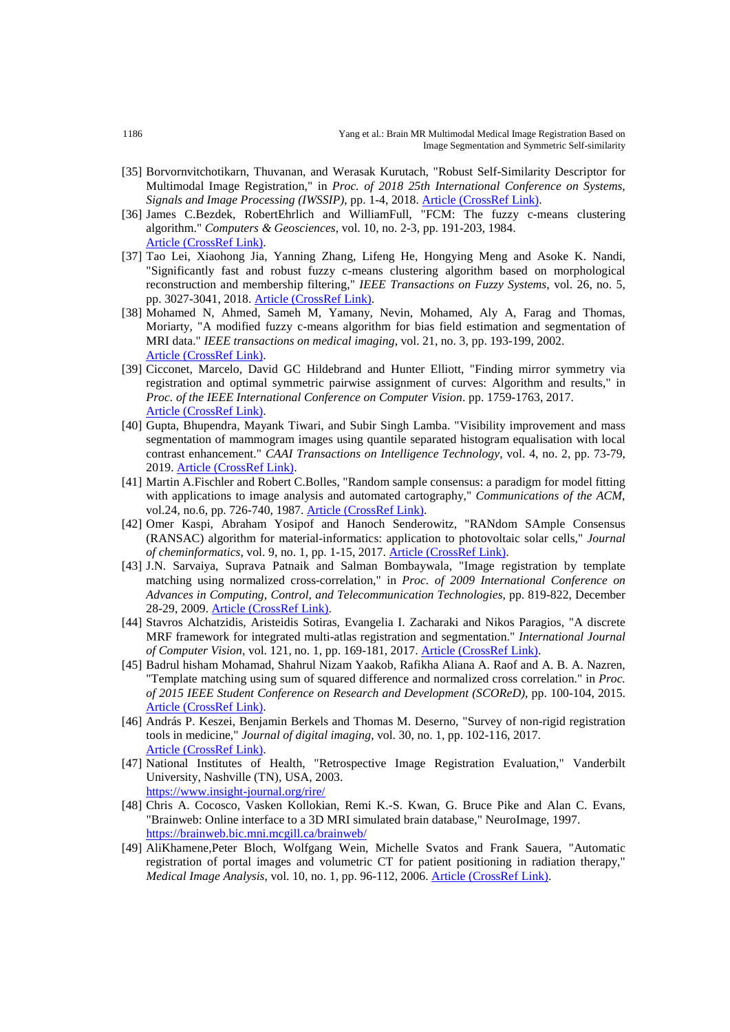[35] Borvornvitchotikarn, Thuvanan, and Werasak Kurutach, "Robust Self-Similarity Descriptor for Multimodal Image Registration," in *Proc. of 2018 25th International Conference on Systems, Signals and Image Processing (IWSSIP)*, pp. 1-4, 2018. Article (CrossRef Link).

[36] James C.Bezdek, RobertEhrlich and WilliamFull, "FCM: The fuzzy c-means clustering algorithm." *Computers & Geosciences*, vol. 10, no. 2-3, pp. 191-203, 1984. Article (CrossRef Link).

[37] Tao Lei, Xiaohong Jia, Yanning Zhang, Lifeng He, Hongying Meng and Asoke K. Nandi, "Significantly fast and robust fuzzy c-means clustering algorithm based on morphological reconstruction and membership filtering," *IEEE Transactions on Fuzzy Systems*, vol. 26, no. 5, pp. 3027-3041, 2018. Article (CrossRef Link).

[38] Mohamed N, Ahmed, Sameh M, Yamany, Nevin, Mohamed, Aly A, Farag and Thomas, Moriarty, "A modified fuzzy c-means algorithm for bias field estimation and segmentation of MRI data." *IEEE transactions on medical imaging*, vol. 21, no. 3, pp. 193-199, 2002. Article (CrossRef Link).

[39] Cicconet, Marcelo, David GC Hildebrand and Hunter Elliott, "Finding mirror symmetry via registration and optimal symmetric pairwise assignment of curves: Algorithm and results," in *Proc. of the IEEE International Conference on Computer Vision*. pp. 1759-1763, 2017. Article (CrossRef Link).

[40] Gupta, Bhupendra, Mayank Tiwari, and Subir Singh Lamba. "Visibility improvement and mass segmentation of mammogram images using quantile separated histogram equalisation with local contrast enhancement." *CAAI Transactions on Intelligence Technology*, vol. 4, no. 2, pp. 73-79, 2019. Article (CrossRef Link).

[41] Martin A.Fischler and Robert C.Bolles, "Random sample consensus: a paradigm for model fitting with applications to image analysis and automated cartography," *Communications of the ACM*, vol.24, no.6, pp. 726-740, 1987. Article (CrossRef Link).

[42] Omer Kaspi, Abraham Yosipof and Hanoch Senderowitz, "RANdom SAmple Consensus (RANSAC) algorithm for material-informatics: application to photovoltaic solar cells," *Journal of cheminformatics*, vol. 9, no. 1, pp. 1-15, 2017. Article (CrossRef Link).

[43] J.N. Sarvaiya, Suprava Patnaik and Salman Bombaywala, "Image registration by template matching using normalized cross-correlation," in *Proc. of 2009 International Conference on Advances in Computing, Control, and Telecommunication Technologies*, pp. 819-822, December 28-29, 2009. Article (CrossRef Link).

[44] Stavros Alchatzidis, Aristeidis Sotiras, Evangelia I. Zacharaki and Nikos Paragios, "A discrete MRF framework for integrated multi-atlas registration and segmentation." *International Journal of Computer Vision*, vol. 121, no. 1, pp. 169-181, 2017. Article (CrossRef Link).

[45] Badrul hisham Mohamad, Shahrul Nizam Yaakob, Rafikha Aliana A. Raof and A. B. A. Nazren, "Template matching using sum of squared difference and normalized cross correlation." in *Proc. of 2015 IEEE Student Conference on Research and Development (SCOReD)*, pp. 100-104, 2015. Article (CrossRef Link).

[46] András P. Keszei, Benjamin Berkels and Thomas M. Deserno, "Survey of non-rigid registration tools in medicine," *Journal of digital imaging*, vol. 30, no. 1, pp. 102-116, 2017. Article (CrossRef Link).

[47] National Institutes of Health, "Retrospective Image Registration Evaluation," Vanderbilt University, Nashville (TN), USA, 2003. https://www.insight-journal.org/rire/

[48] Chris A. Cocosco, Vasken Kollokian, Remi K.-S. Kwan, G. Bruce Pike and Alan C. Evans, "Brainweb: Online interface to a 3D MRI simulated brain database," NeuroImage, 1997. https://brainweb.bic.mni.mcgill.ca/brainweb/

[49] AliKhamene,Peter Bloch, Wolfgang Wein, Michelle Svatos and Frank Sauera, "Automatic registration of portal images and volumetric CT for patient positioning in radiation therapy," *Medical Image Analysis*, vol. 10, no. 1, pp. 96-112, 2006. Article (CrossRef Link).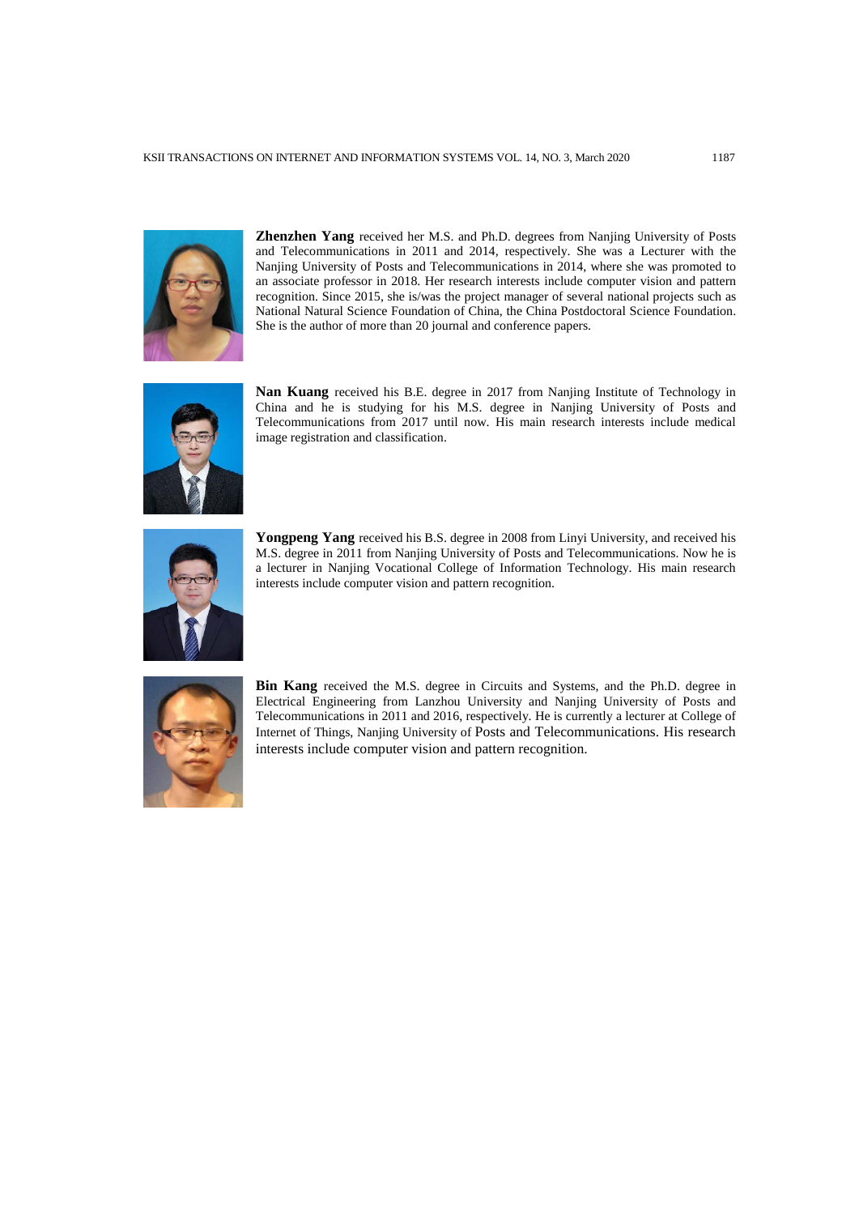**Zhenzhen Yang** received her M.S. and Ph.D. degrees from Nanjing University of Posts and Telecommunications in 2011 and 2014, respectively. She was a Lecturer with the Nanjing University of Posts and Telecommunications in 2014, where she was promoted to an associate professor in 2018. Her research interests include computer vision and pattern recognition. Since 2015, she is/was the project manager of several national projects such as National Natural Science Foundation of China, the China Postdoctoral Science Foundation. She is the author of more than 20 journal and conference papers.

**Nan Kuang** received his B.E. degree in 2017 from Nanjing Institute of Technology in China and he is studying for his M.S. degree in Nanjing University of Posts and Telecommunications from 2017 until now. His main research interests include medical image registration and classification.

**Yongpeng Yang** received his B.S. degree in 2008 from Linyi University, and received his M.S. degree in 2011 from Nanjing University of Posts and Telecommunications. Now he is a lecturer in Nanjing Vocational College of Information Technology. His main research interests include computer vision and pattern recognition.

**Bin Kang** received the M.S. degree in Circuits and Systems, and the Ph.D. degree in Electrical Engineering from Lanzhou University and Nanjing University of Posts and Telecommunications in 2011 and 2016, respectively. He is currently a lecturer at College of Internet of Things, Nanjing University of Posts and Telecommunications. His research interests include computer vision and pattern recognition.